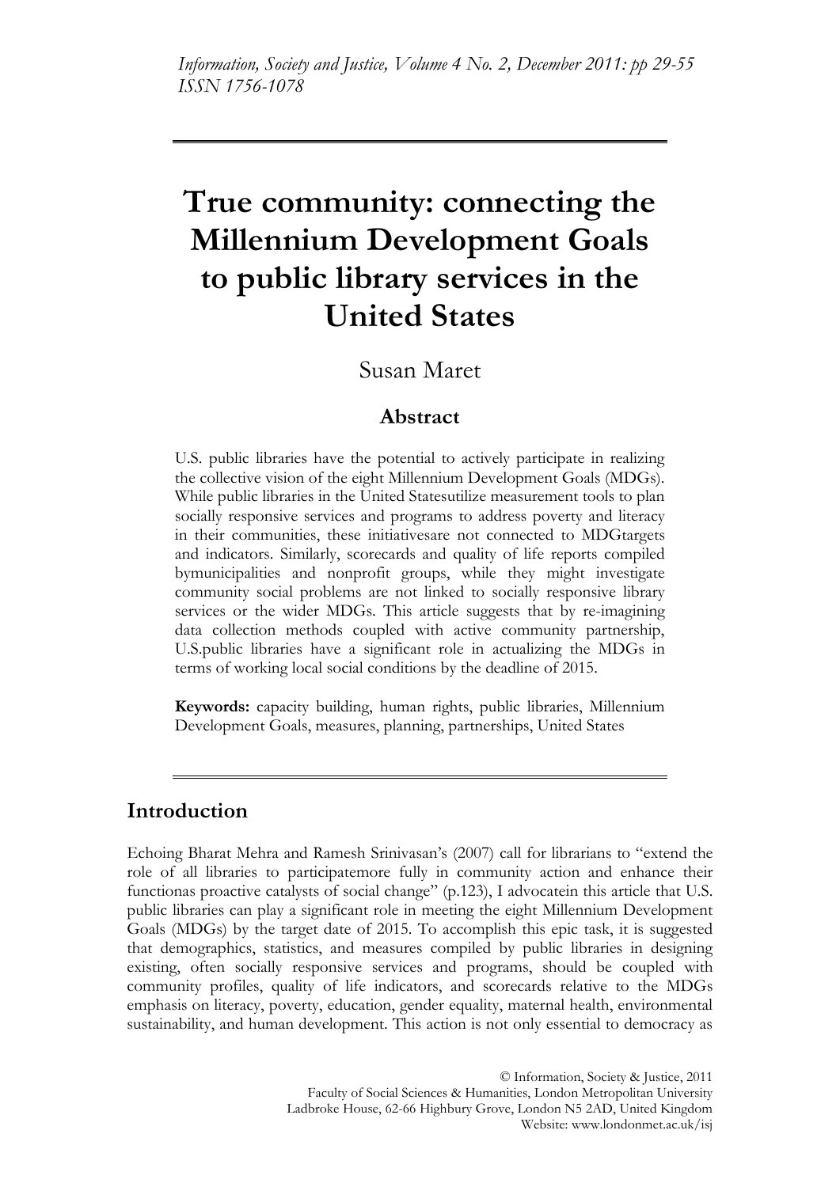# True community: connecting the Millennium Development Goals to public library services in the United States

Susan Maret

## Abstract

U.S. public libraries have the potential to actively participate in realizing the collective vision of the eight Millennium Development Goals (MDGs). While public libraries in the United Statesutilize measurement tools to plan socially responsive services and programs to address poverty and literacy in their communities, these initiativesare not connected to MDGtargets and indicators. Similarly, scorecards and quality of life reports compiled bymunicipalities and nonprofit groups, while they might investigate community social problems are not linked to socially responsive library services or the wider MDGs. This article suggests that by re-imagining data collection methods coupled with active community partnership, U.S.public libraries have a significant role in actualizing the MDGs in terms of working local social conditions by the deadline of 2015.

**Keywords:** capacity building, human rights, public libraries, Millennium Development Goals, measures, planning, partnerships, United States

## Introduction

Echoing Bharat Mehra and Ramesh Srinivasan's (2007) call for librarians to "extend the role of all libraries to participatemore fully in community action and enhance their functionas proactive catalysts of social change" (p.123), I advocatein this article that U.S. public libraries can play a significant role in meeting the eight Millennium Development Goals (MDGs) by the target date of 2015. To accomplish this epic task, it is suggested that demographics, statistics, and measures compiled by public libraries in designing existing, often socially responsive services and programs, should be coupled with community profiles, quality of life indicators, and scorecards relative to the MDGs emphasis on literacy, poverty, education, gender equality, maternal health, environmental sustainability, and human development. This action is not only essential to democracy as

© Information, Society & Justice, 2011
Faculty of Social Sciences & Humanities, London Metropolitan University
Ladbroke House, 62-66 Highbury Grove, London N5 2AD, United Kingdom
Website: www.londonmet.ac.uk/isj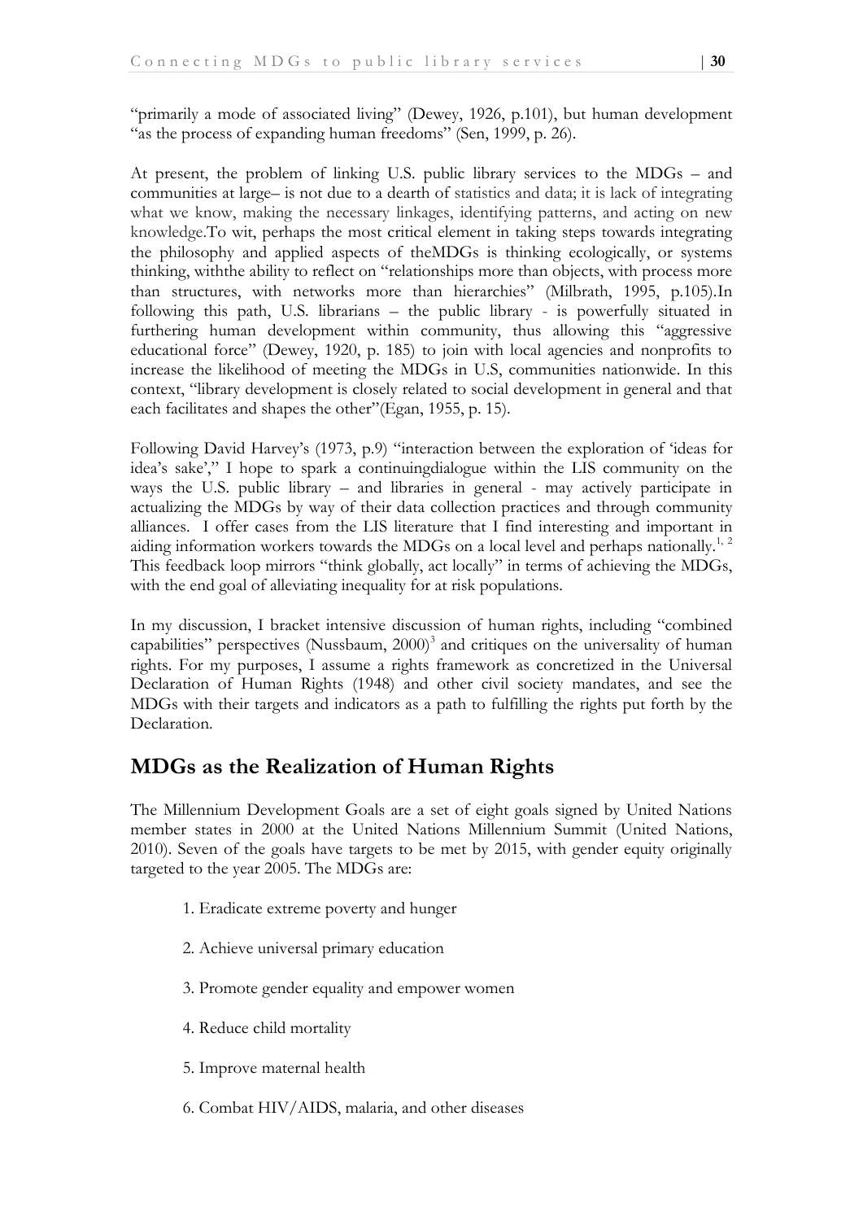"primarily a mode of associated living" (Dewey, 1926, p.101), but human development "as the process of expanding human freedoms" (Sen, 1999, p. 26).

At present, the problem of linking U.S. public library services to the MDGs – and communities at large– is not due to a dearth of statistics and data; it is lack of integrating what we know, making the necessary linkages, identifying patterns, and acting on new knowledge.To wit, perhaps the most critical element in taking steps towards integrating the philosophy and applied aspects of theMDGs is thinking ecologically, or systems thinking, withthe ability to reflect on "relationships more than objects, with process more than structures, with networks more than hierarchies" (Milbrath, 1995, p.105).In following this path, U.S. librarians – the public library - is powerfully situated in furthering human development within community, thus allowing this "aggressive educational force" (Dewey, 1920, p. 185) to join with local agencies and nonprofits to increase the likelihood of meeting the MDGs in U.S, communities nationwide. In this context, "library development is closely related to social development in general and that each facilitates and shapes the other"(Egan, 1955, p. 15).

Following David Harvey's (1973, p.9) "interaction between the exploration of 'ideas for idea's sake'," I hope to spark a continuingdialogue within the LIS community on the ways the U.S. public library – and libraries in general - may actively participate in actualizing the MDGs by way of their data collection practices and through community alliances. I offer cases from the LIS literature that I find interesting and important in aiding information workers towards the MDGs on a local level and perhaps nationally.[1, 2] This feedback loop mirrors "think globally, act locally" in terms of achieving the MDGs, with the end goal of alleviating inequality for at risk populations.

In my discussion, I bracket intensive discussion of human rights, including "combined capabilities" perspectives (Nussbaum, 2000)[3] and critiques on the universality of human rights. For my purposes, I assume a rights framework as concretized in the Universal Declaration of Human Rights (1948) and other civil society mandates, and see the MDGs with their targets and indicators as a path to fulfilling the rights put forth by the Declaration.

## MDGs as the Realization of Human Rights

The Millennium Development Goals are a set of eight goals signed by United Nations member states in 2000 at the United Nations Millennium Summit (United Nations, 2010). Seven of the goals have targets to be met by 2015, with gender equity originally targeted to the year 2005. The MDGs are:

1. Eradicate extreme poverty and hunger
2. Achieve universal primary education
3. Promote gender equality and empower women
4. Reduce child mortality
5. Improve maternal health
6. Combat HIV/AIDS, malaria, and other diseases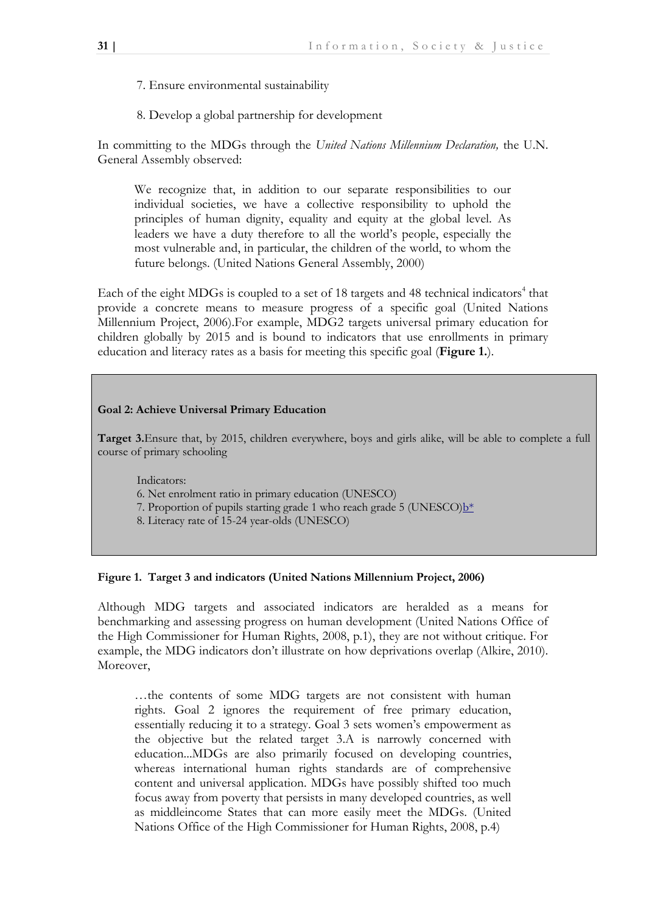7. Ensure environmental sustainability

8. Develop a global partnership for development

In committing to the MDGs through the *United Nations Millennium Declaration,* the U.N. General Assembly observed:

> We recognize that, in addition to our separate responsibilities to our individual societies, we have a collective responsibility to uphold the principles of human dignity, equality and equity at the global level. As leaders we have a duty therefore to all the world's people, especially the most vulnerable and, in particular, the children of the world, to whom the future belongs. (United Nations General Assembly, 2000)

Each of the eight MDGs is coupled to a set of 18 targets and 48 technical indicators[4] that provide a concrete means to measure progress of a specific goal (United Nations Millennium Project, 2006).For example, MDG2 targets universal primary education for children globally by 2015 and is bound to indicators that use enrollments in primary education and literacy rates as a basis for meeting this specific goal (**Figure 1.**).

**Goal 2: Achieve Universal Primary Education**

**Target 3.**Ensure that, by 2015, children everywhere, boys and girls alike, will be able to complete a full course of primary schooling

Indicators:
6. Net enrolment ratio in primary education (UNESCO)
7. Proportion of pupils starting grade 1 who reach grade 5 (UNESCO)b*
8. Literacy rate of 15-24 year-olds (UNESCO)

**Figure 1. Target 3 and indicators (United Nations Millennium Project, 2006)**

Although MDG targets and associated indicators are heralded as a means for benchmarking and assessing progress on human development (United Nations Office of the High Commissioner for Human Rights, 2008, p.1), they are not without critique. For example, the MDG indicators don't illustrate on how deprivations overlap (Alkire, 2010). Moreover,

> …the contents of some MDG targets are not consistent with human rights. Goal 2 ignores the requirement of free primary education, essentially reducing it to a strategy. Goal 3 sets women's empowerment as the objective but the related target 3.A is narrowly concerned with education...MDGs are also primarily focused on developing countries, whereas international human rights standards are of comprehensive content and universal application. MDGs have possibly shifted too much focus away from poverty that persists in many developed countries, as well as middleincome States that can more easily meet the MDGs. (United Nations Office of the High Commissioner for Human Rights, 2008, p.4)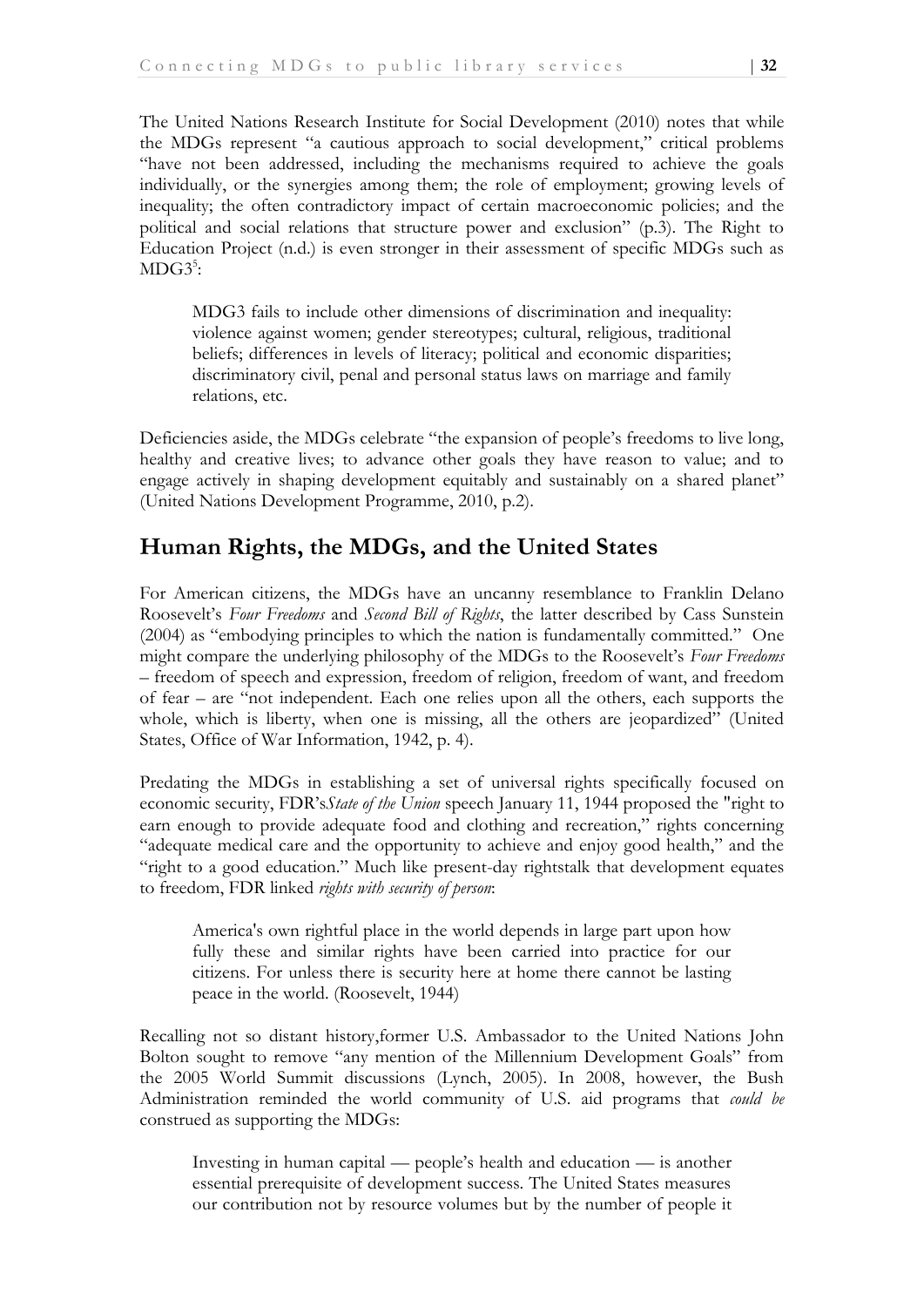The United Nations Research Institute for Social Development (2010) notes that while the MDGs represent "a cautious approach to social development," critical problems "have not been addressed, including the mechanisms required to achieve the goals individually, or the synergies among them; the role of employment; growing levels of inequality; the often contradictory impact of certain macroeconomic policies; and the political and social relations that structure power and exclusion" (p.3). The Right to Education Project (n.d.) is even stronger in their assessment of specific MDGs such as MDG3[5]:

> MDG3 fails to include other dimensions of discrimination and inequality: violence against women; gender stereotypes; cultural, religious, traditional beliefs; differences in levels of literacy; political and economic disparities; discriminatory civil, penal and personal status laws on marriage and family relations, etc.

Deficiencies aside, the MDGs celebrate "the expansion of people's freedoms to live long, healthy and creative lives; to advance other goals they have reason to value; and to engage actively in shaping development equitably and sustainably on a shared planet" (United Nations Development Programme, 2010, p.2).

## Human Rights, the MDGs, and the United States

For American citizens, the MDGs have an uncanny resemblance to Franklin Delano Roosevelt's *Four Freedoms* and *Second Bill of Rights*, the latter described by Cass Sunstein (2004) as "embodying principles to which the nation is fundamentally committed." One might compare the underlying philosophy of the MDGs to the Roosevelt's *Four Freedoms* – freedom of speech and expression, freedom of religion, freedom of want, and freedom of fear – are "not independent. Each one relies upon all the others, each supports the whole, which is liberty, when one is missing, all the others are jeopardized" (United States, Office of War Information, 1942, p. 4).

Predating the MDGs in establishing a set of universal rights specifically focused on economic security, FDR's*State of the Union* speech January 11, 1944 proposed the "right to earn enough to provide adequate food and clothing and recreation," rights concerning "adequate medical care and the opportunity to achieve and enjoy good health," and the "right to a good education." Much like present-day rightstalk that development equates to freedom, FDR linked *rights with security of person*:

> America's own rightful place in the world depends in large part upon how fully these and similar rights have been carried into practice for our citizens. For unless there is security here at home there cannot be lasting peace in the world. (Roosevelt, 1944)

Recalling not so distant history,former U.S. Ambassador to the United Nations John Bolton sought to remove "any mention of the Millennium Development Goals" from the 2005 World Summit discussions (Lynch, 2005). In 2008, however, the Bush Administration reminded the world community of U.S. aid programs that *could be* construed as supporting the MDGs:

> Investing in human capital — people's health and education — is another essential prerequisite of development success. The United States measures our contribution not by resource volumes but by the number of people it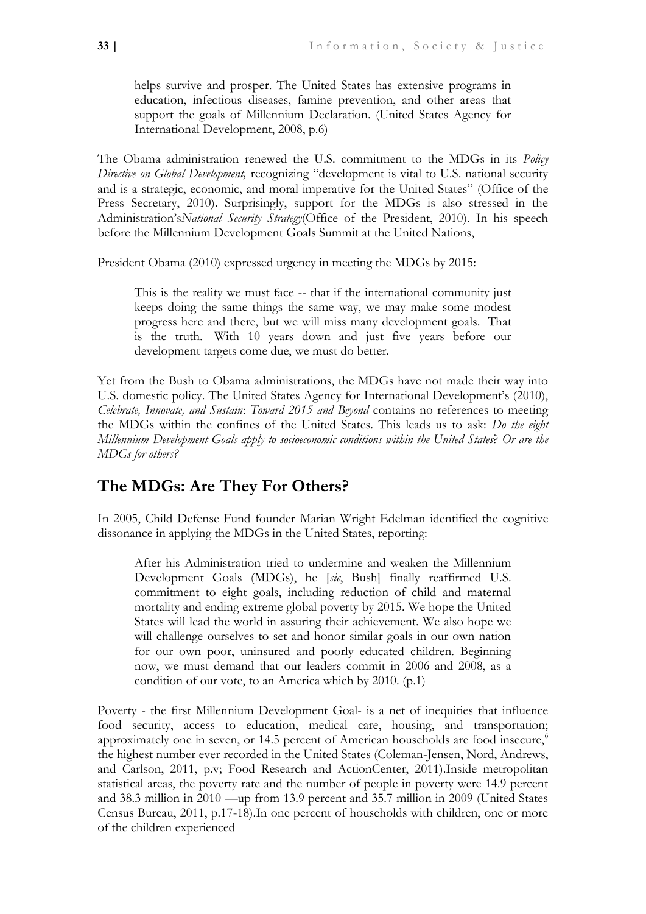> helps survive and prosper. The United States has extensive programs in education, infectious diseases, famine prevention, and other areas that support the goals of Millennium Declaration. (United States Agency for International Development, 2008, p.6)

The Obama administration renewed the U.S. commitment to the MDGs in its *Policy Directive on Global Development,* recognizing "development is vital to U.S. national security and is a strategic, economic, and moral imperative for the United States" (Office of the Press Secretary, 2010). Surprisingly, support for the MDGs is also stressed in the Administration's*National Security Strategy*(Office of the President, 2010). In his speech before the Millennium Development Goals Summit at the United Nations,

President Obama (2010) expressed urgency in meeting the MDGs by 2015:

> This is the reality we must face -- that if the international community just keeps doing the same things the same way, we may make some modest progress here and there, but we will miss many development goals. That is the truth. With 10 years down and just five years before our development targets come due, we must do better.

Yet from the Bush to Obama administrations, the MDGs have not made their way into U.S. domestic policy. The United States Agency for International Development's (2010), *Celebrate, Innovate, and Sustain*: *Toward 2015 and Beyond* contains no references to meeting the MDGs within the confines of the United States. This leads us to ask: *Do the eight Millennium Development Goals apply to socioeconomic conditions within the United States*? *Or are the MDGs for others?*

## The MDGs: Are They For Others?

In 2005, Child Defense Fund founder Marian Wright Edelman identified the cognitive dissonance in applying the MDGs in the United States, reporting:

> After his Administration tried to undermine and weaken the Millennium Development Goals (MDGs), he [*sic*, Bush] finally reaffirmed U.S. commitment to eight goals, including reduction of child and maternal mortality and ending extreme global poverty by 2015. We hope the United States will lead the world in assuring their achievement. We also hope we will challenge ourselves to set and honor similar goals in our own nation for our own poor, uninsured and poorly educated children. Beginning now, we must demand that our leaders commit in 2006 and 2008, as a condition of our vote, to an America which by 2010. (p.1)

Poverty - the first Millennium Development Goal- is a net of inequities that influence food security, access to education, medical care, housing, and transportation; approximately one in seven, or 14.5 percent of American households are food insecure,[6] the highest number ever recorded in the United States (Coleman-Jensen, Nord, Andrews, and Carlson, 2011, p.v; Food Research and ActionCenter, 2011).Inside metropolitan statistical areas, the poverty rate and the number of people in poverty were 14.9 percent and 38.3 million in 2010 —up from 13.9 percent and 35.7 million in 2009 (United States Census Bureau, 2011, p.17-18).In one percent of households with children, one or more of the children experienced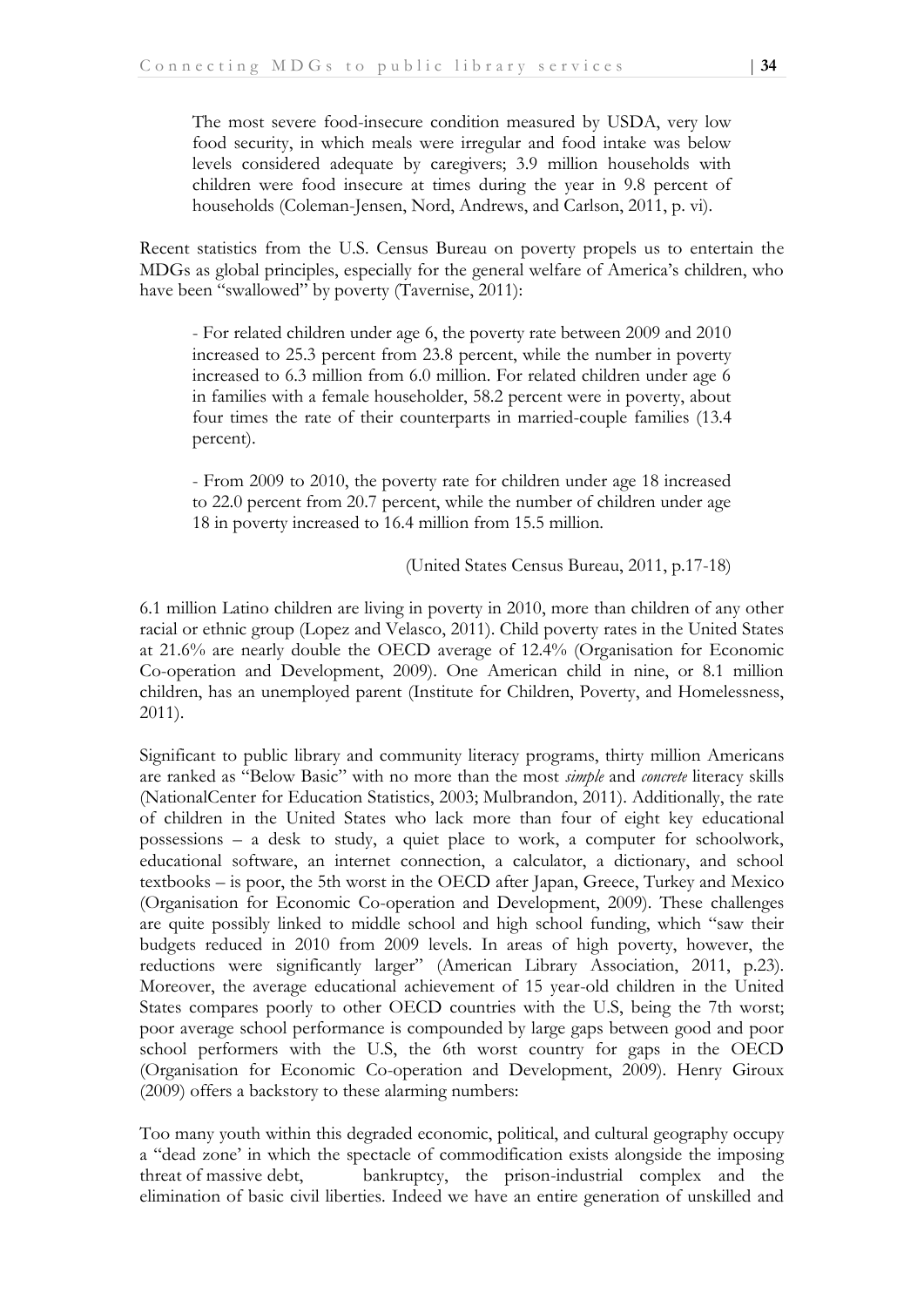> The most severe food-insecure condition measured by USDA, very low food security, in which meals were irregular and food intake was below levels considered adequate by caregivers; 3.9 million households with children were food insecure at times during the year in 9.8 percent of households (Coleman-Jensen, Nord, Andrews, and Carlson, 2011, p. vi).

Recent statistics from the U.S. Census Bureau on poverty propels us to entertain the MDGs as global principles, especially for the general welfare of America's children, who have been "swallowed" by poverty (Tavernise, 2011):

> - For related children under age 6, the poverty rate between 2009 and 2010 increased to 25.3 percent from 23.8 percent, while the number in poverty increased to 6.3 million from 6.0 million. For related children under age 6 in families with a female householder, 58.2 percent were in poverty, about four times the rate of their counterparts in married-couple families (13.4 percent).
>
> - From 2009 to 2010, the poverty rate for children under age 18 increased to 22.0 percent from 20.7 percent, while the number of children under age 18 in poverty increased to 16.4 million from 15.5 million.
>
> (United States Census Bureau, 2011, p.17-18)

6.1 million Latino children are living in poverty in 2010, more than children of any other racial or ethnic group (Lopez and Velasco, 2011). Child poverty rates in the United States at 21.6% are nearly double the OECD average of 12.4% (Organisation for Economic Co-operation and Development, 2009). One American child in nine, or 8.1 million children, has an unemployed parent (Institute for Children, Poverty, and Homelessness, 2011).

Significant to public library and community literacy programs, thirty million Americans are ranked as "Below Basic" with no more than the most *simple* and *concrete* literacy skills (NationalCenter for Education Statistics, 2003; Mulbrandon, 2011). Additionally, the rate of children in the United States who lack more than four of eight key educational possessions – a desk to study, a quiet place to work, a computer for schoolwork, educational software, an internet connection, a calculator, a dictionary, and school textbooks – is poor, the 5th worst in the OECD after Japan, Greece, Turkey and Mexico (Organisation for Economic Co-operation and Development, 2009). These challenges are quite possibly linked to middle school and high school funding, which "saw their budgets reduced in 2010 from 2009 levels. In areas of high poverty, however, the reductions were significantly larger" (American Library Association, 2011, p.23). Moreover, the average educational achievement of 15 year-old children in the United States compares poorly to other OECD countries with the U.S, being the 7th worst; poor average school performance is compounded by large gaps between good and poor school performers with the U.S, the 6th worst country for gaps in the OECD (Organisation for Economic Co-operation and Development, 2009). Henry Giroux (2009) offers a backstory to these alarming numbers:

Too many youth within this degraded economic, political, and cultural geography occupy a "dead zone' in which the spectacle of commodification exists alongside the imposing threat of massive debt, bankruptcy, the prison-industrial complex and the elimination of basic civil liberties. Indeed we have an entire generation of unskilled and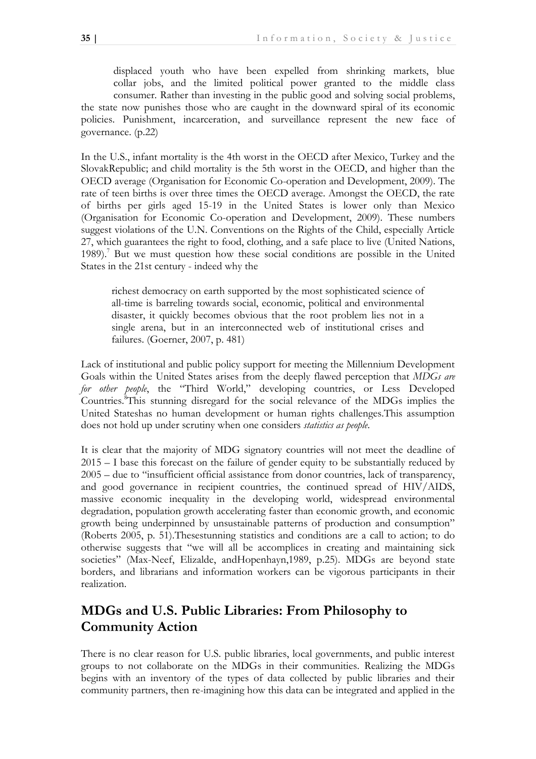> displaced youth who have been expelled from shrinking markets, blue collar jobs, and the limited political power granted to the middle class consumer. Rather than investing in the public good and solving social problems, the state now punishes those who are caught in the downward spiral of its economic policies. Punishment, incarceration, and surveillance represent the new face of governance. (p.22)

In the U.S., infant mortality is the 4th worst in the OECD after Mexico, Turkey and the SlovakRepublic; and child mortality is the 5th worst in the OECD, and higher than the OECD average (Organisation for Economic Co-operation and Development, 2009). The rate of teen births is over three times the OECD average. Amongst the OECD, the rate of births per girls aged 15-19 in the United States is lower only than Mexico (Organisation for Economic Co-operation and Development, 2009). These numbers suggest violations of the U.N. Conventions on the Rights of the Child, especially Article 27, which guarantees the right to food, clothing, and a safe place to live (United Nations, 1989).[7] But we must question how these social conditions are possible in the United States in the 21st century - indeed why the

> richest democracy on earth supported by the most sophisticated science of all-time is barreling towards social, economic, political and environmental disaster, it quickly becomes obvious that the root problem lies not in a single arena, but in an interconnected web of institutional crises and failures. (Goerner, 2007, p. 481)

Lack of institutional and public policy support for meeting the Millennium Development Goals within the United States arises from the deeply flawed perception that *MDGs are for other people*, the "Third World," developing countries, or Less Developed Countries.[8]This stunning disregard for the social relevance of the MDGs implies the United Stateshas no human development or human rights challenges.This assumption does not hold up under scrutiny when one considers *statistics as people*.

It is clear that the majority of MDG signatory countries will not meet the deadline of 2015 – I base this forecast on the failure of gender equity to be substantially reduced by 2005 – due to "insufficient official assistance from donor countries, lack of transparency, and good governance in recipient countries, the continued spread of HIV/AIDS, massive economic inequality in the developing world, widespread environmental degradation, population growth accelerating faster than economic growth, and economic growth being underpinned by unsustainable patterns of production and consumption" (Roberts 2005, p. 51).Thesestunning statistics and conditions are a call to action; to do otherwise suggests that "we will all be accomplices in creating and maintaining sick societies" (Max-Neef, Elizalde, andHopenhayn,1989, p.25). MDGs are beyond state borders, and librarians and information workers can be vigorous participants in their realization.

## MDGs and U.S. Public Libraries: From Philosophy to Community Action

There is no clear reason for U.S. public libraries, local governments, and public interest groups to not collaborate on the MDGs in their communities. Realizing the MDGs begins with an inventory of the types of data collected by public libraries and their community partners, then re-imagining how this data can be integrated and applied in the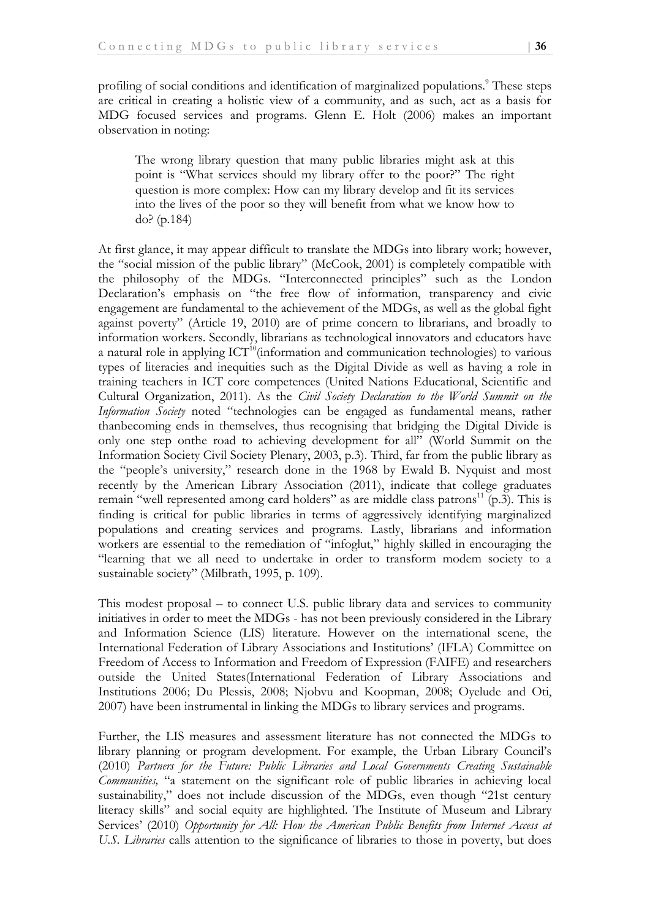profiling of social conditions and identification of marginalized populations.[9] These steps are critical in creating a holistic view of a community, and as such, act as a basis for MDG focused services and programs. Glenn E. Holt (2006) makes an important observation in noting:

> The wrong library question that many public libraries might ask at this point is "What services should my library offer to the poor?" The right question is more complex: How can my library develop and fit its services into the lives of the poor so they will benefit from what we know how to do? (p.184)

At first glance, it may appear difficult to translate the MDGs into library work; however, the "social mission of the public library" (McCook, 2001) is completely compatible with the philosophy of the MDGs. "Interconnected principles" such as the London Declaration's emphasis on "the free flow of information, transparency and civic engagement are fundamental to the achievement of the MDGs, as well as the global fight against poverty" (Article 19, 2010) are of prime concern to librarians, and broadly to information workers. Secondly, librarians as technological innovators and educators have a natural role in applying ICT[10](information and communication technologies) to various types of literacies and inequities such as the Digital Divide as well as having a role in training teachers in ICT core competences (United Nations Educational, Scientific and Cultural Organization, 2011). As the *Civil Society Declaration to the World Summit on the Information Society* noted "technologies can be engaged as fundamental means, rather thanbecoming ends in themselves, thus recognising that bridging the Digital Divide is only one step onthe road to achieving development for all" (World Summit on the Information Society Civil Society Plenary, 2003, p.3). Third, far from the public library as the "people's university," research done in the 1968 by Ewald B. Nyquist and most recently by the American Library Association (2011), indicate that college graduates remain "well represented among card holders" as are middle class patrons[11] (p.3). This is finding is critical for public libraries in terms of aggressively identifying marginalized populations and creating services and programs. Lastly, librarians and information workers are essential to the remediation of "infoglut," highly skilled in encouraging the "learning that we all need to undertake in order to transform modem society to a sustainable society" (Milbrath, 1995, p. 109).

This modest proposal – to connect U.S. public library data and services to community initiatives in order to meet the MDGs - has not been previously considered in the Library and Information Science (LIS) literature. However on the international scene, the International Federation of Library Associations and Institutions' (IFLA) Committee on Freedom of Access to Information and Freedom of Expression (FAIFE) and researchers outside the United States(International Federation of Library Associations and Institutions 2006; Du Plessis, 2008; Njobvu and Koopman, 2008; Oyelude and Oti, 2007) have been instrumental in linking the MDGs to library services and programs.

Further, the LIS measures and assessment literature has not connected the MDGs to library planning or program development. For example, the Urban Library Council's (2010) *Partners for the Future: Public Libraries and Local Governments Creating Sustainable Communities,* "a statement on the significant role of public libraries in achieving local sustainability," does not include discussion of the MDGs, even though "21st century literacy skills" and social equity are highlighted. The Institute of Museum and Library Services' (2010) *Opportunity for All: How the American Public Benefits from Internet Access at U.S. Libraries* calls attention to the significance of libraries to those in poverty, but does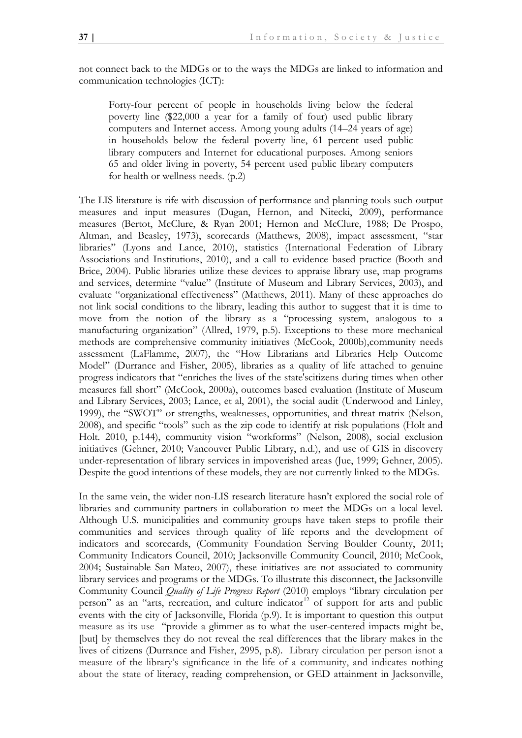not connect back to the MDGs or to the ways the MDGs are linked to information and communication technologies (ICT):

> Forty-four percent of people in households living below the federal poverty line ($22,000 a year for a family of four) used public library computers and Internet access. Among young adults (14–24 years of age) in households below the federal poverty line, 61 percent used public library computers and Internet for educational purposes. Among seniors 65 and older living in poverty, 54 percent used public library computers for health or wellness needs. (p.2)

The LIS literature is rife with discussion of performance and planning tools such output measures and input measures (Dugan, Hernon, and Nitecki, 2009), performance measures (Bertot, McClure, & Ryan 2001; Hernon and McClure, 1988; De Prospo, Altman, and Beasley, 1973), scorecards (Matthews, 2008), impact assessment, "star libraries" (Lyons and Lance, 2010), statistics (International Federation of Library Associations and Institutions, 2010), and a call to evidence based practice (Booth and Brice, 2004). Public libraries utilize these devices to appraise library use, map programs and services, determine "value" (Institute of Museum and Library Services, 2003), and evaluate "organizational effectiveness" (Matthews, 2011). Many of these approaches do not link social conditions to the library, leading this author to suggest that it is time to move from the notion of the library as a "processing system, analogous to a manufacturing organization" (Allred, 1979, p.5). Exceptions to these more mechanical methods are comprehensive community initiatives (McCook, 2000b),community needs assessment (LaFlamme, 2007), the "How Librarians and Libraries Help Outcome Model" (Durrance and Fisher, 2005), libraries as a quality of life attached to genuine progress indicators that "enriches the lives of the state'scitizens during times when other measures fall short" (McCook, 2000a), outcomes based evaluation (Institute of Museum and Library Services, 2003; Lance, et al, 2001), the social audit (Underwood and Linley, 1999), the "SWOT" or strengths, weaknesses, opportunities, and threat matrix (Nelson, 2008), and specific "tools" such as the zip code to identify at risk populations (Holt and Holt. 2010, p.144), community vision "workforms" (Nelson, 2008), social exclusion initiatives (Gehner, 2010; Vancouver Public Library, n.d.), and use of GIS in discovery under-representation of library services in impoverished areas (Jue, 1999; Gehner, 2005). Despite the good intentions of these models, they are not currently linked to the MDGs.

In the same vein, the wider non-LIS research literature hasn't explored the social role of libraries and community partners in collaboration to meet the MDGs on a local level. Although U.S. municipalities and community groups have taken steps to profile their communities and services through quality of life reports and the development of indicators and scorecards, (Community Foundation Serving Boulder County, 2011; Community Indicators Council, 2010; Jacksonville Community Council, 2010; McCook, 2004; Sustainable San Mateo, 2007), these initiatives are not associated to community library services and programs or the MDGs. To illustrate this disconnect, the Jacksonville Community Council *Quality of Life Progress Report* (2010) employs "library circulation per person" as an "arts, recreation, and culture indicator[12] of support for arts and public events with the city of Jacksonville, Florida (p.9). It is important to question this output measure as its use "provide a glimmer as to what the user-centered impacts might be, [but] by themselves they do not reveal the real differences that the library makes in the lives of citizens (Durrance and Fisher, 2995, p.8). Library circulation per person isnot a measure of the library's significance in the life of a community, and indicates nothing about the state of literacy, reading comprehension, or GED attainment in Jacksonville,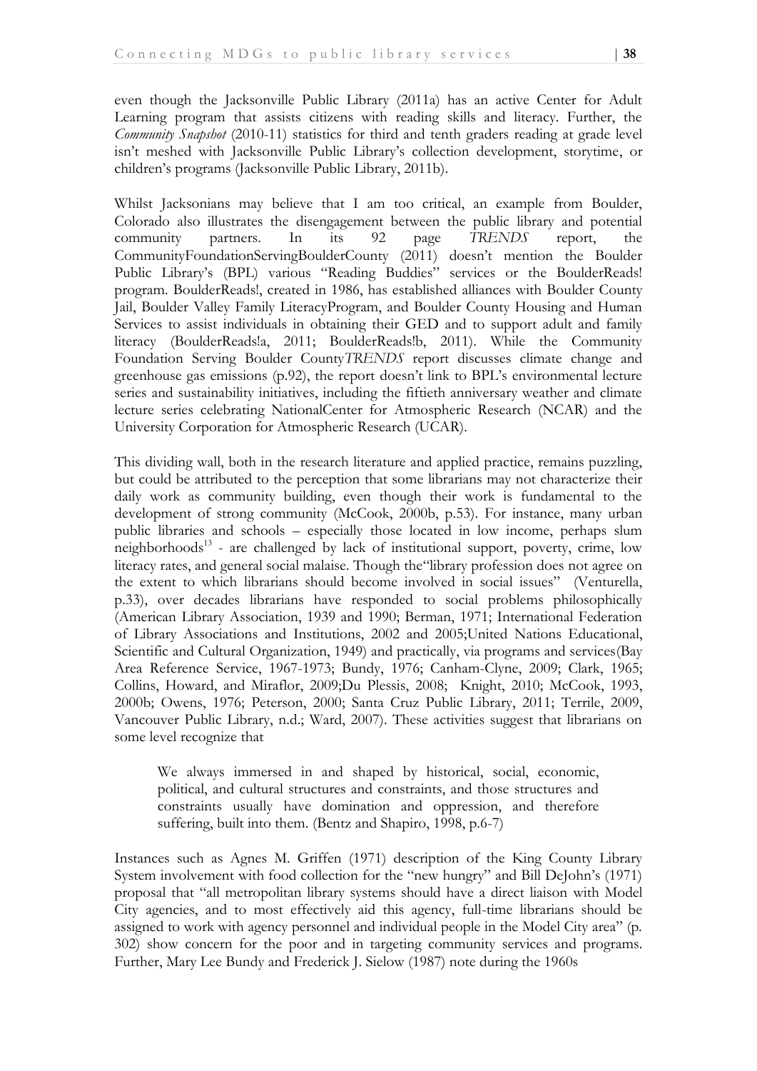even though the Jacksonville Public Library (2011a) has an active Center for Adult Learning program that assists citizens with reading skills and literacy. Further, the *Community Snapshot* (2010-11) statistics for third and tenth graders reading at grade level isn't meshed with Jacksonville Public Library's collection development, storytime, or children's programs (Jacksonville Public Library, 2011b).

Whilst Jacksonians may believe that I am too critical, an example from Boulder, Colorado also illustrates the disengagement between the public library and potential community partners. In its 92 page *TRENDS* report, the CommunityFoundationServingBoulderCounty (2011) doesn't mention the Boulder Public Library's (BPL) various "Reading Buddies" services or the BoulderReads! program. BoulderReads!, created in 1986, has established alliances with Boulder County Jail, Boulder Valley Family LiteracyProgram, and Boulder County Housing and Human Services to assist individuals in obtaining their GED and to support adult and family literacy (BoulderReads!a, 2011; BoulderReads!b, 2011). While the Community Foundation Serving Boulder County*TRENDS* report discusses climate change and greenhouse gas emissions (p.92), the report doesn't link to BPL's environmental lecture series and sustainability initiatives, including the fiftieth anniversary weather and climate lecture series celebrating NationalCenter for Atmospheric Research (NCAR) and the University Corporation for Atmospheric Research (UCAR).

This dividing wall, both in the research literature and applied practice, remains puzzling, but could be attributed to the perception that some librarians may not characterize their daily work as community building, even though their work is fundamental to the development of strong community (McCook, 2000b, p.53). For instance, many urban public libraries and schools – especially those located in low income, perhaps slum neighborhoods[13] - are challenged by lack of institutional support, poverty, crime, low literacy rates, and general social malaise. Though the"library profession does not agree on the extent to which librarians should become involved in social issues" (Venturella, p.33), over decades librarians have responded to social problems philosophically (American Library Association, 1939 and 1990; Berman, 1971; International Federation of Library Associations and Institutions, 2002 and 2005;United Nations Educational, Scientific and Cultural Organization, 1949) and practically, via programs and services(Bay Area Reference Service, 1967-1973; Bundy, 1976; Canham-Clyne, 2009; Clark, 1965; Collins, Howard, and Miraflor, 2009;Du Plessis, 2008; Knight, 2010; McCook, 1993, 2000b; Owens, 1976; Peterson, 2000; Santa Cruz Public Library, 2011; Terrile, 2009, Vancouver Public Library, n.d.; Ward, 2007). These activities suggest that librarians on some level recognize that

> We always immersed in and shaped by historical, social, economic, political, and cultural structures and constraints, and those structures and constraints usually have domination and oppression, and therefore suffering, built into them. (Bentz and Shapiro, 1998, p.6-7)

Instances such as Agnes M. Griffen (1971) description of the King County Library System involvement with food collection for the "new hungry" and Bill DeJohn's (1971) proposal that "all metropolitan library systems should have a direct liaison with Model City agencies, and to most effectively aid this agency, full-time librarians should be assigned to work with agency personnel and individual people in the Model City area" (p. 302) show concern for the poor and in targeting community services and programs. Further, Mary Lee Bundy and Frederick J. Sielow (1987) note during the 1960s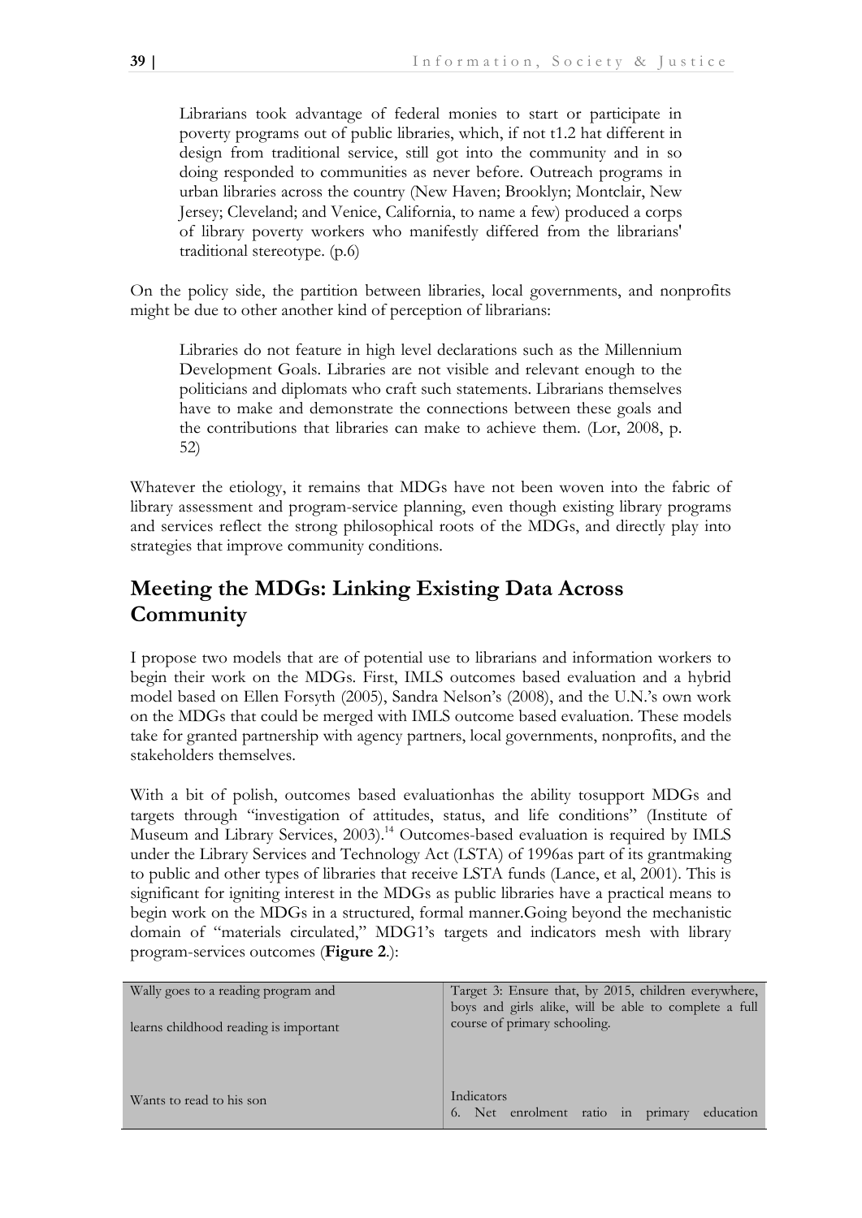> Librarians took advantage of federal monies to start or participate in poverty programs out of public libraries, which, if not t1.2 hat different in design from traditional service, still got into the community and in so doing responded to communities as never before. Outreach programs in urban libraries across the country (New Haven; Brooklyn; Montclair, New Jersey; Cleveland; and Venice, California, to name a few) produced a corps of library poverty workers who manifestly differed from the librarians' traditional stereotype. (p.6)

On the policy side, the partition between libraries, local governments, and nonprofits might be due to other another kind of perception of librarians:

> Libraries do not feature in high level declarations such as the Millennium Development Goals. Libraries are not visible and relevant enough to the politicians and diplomats who craft such statements. Librarians themselves have to make and demonstrate the connections between these goals and the contributions that libraries can make to achieve them. (Lor, 2008, p. 52)

Whatever the etiology, it remains that MDGs have not been woven into the fabric of library assessment and program-service planning, even though existing library programs and services reflect the strong philosophical roots of the MDGs, and directly play into strategies that improve community conditions.

## Meeting the MDGs: Linking Existing Data Across Community

I propose two models that are of potential use to librarians and information workers to begin their work on the MDGs. First, IMLS outcomes based evaluation and a hybrid model based on Ellen Forsyth (2005), Sandra Nelson's (2008), and the U.N.'s own work on the MDGs that could be merged with IMLS outcome based evaluation. These models take for granted partnership with agency partners, local governments, nonprofits, and the stakeholders themselves.

With a bit of polish, outcomes based evaluationhas the ability tosupport MDGs and targets through "investigation of attitudes, status, and life conditions" (Institute of Museum and Library Services, 2003).[14] Outcomes-based evaluation is required by IMLS under the Library Services and Technology Act (LSTA) of 1996as part of its grantmaking to public and other types of libraries that receive LSTA funds (Lance, et al, 2001). This is significant for igniting interest in the MDGs as public libraries have a practical means to begin work on the MDGs in a structured, formal manner.Going beyond the mechanistic domain of "materials circulated," MDG1's targets and indicators mesh with library program-services outcomes (**Figure 2**.):

| | |
|---|---|
| Wally goes to a reading program and<br><br>learns childhood reading is important | Target 3: Ensure that, by 2015, children everywhere, boys and girls alike, will be able to complete a full course of primary schooling. |
| Wants to read to his son | Indicators<br>6. Net enrolment ratio in primary education |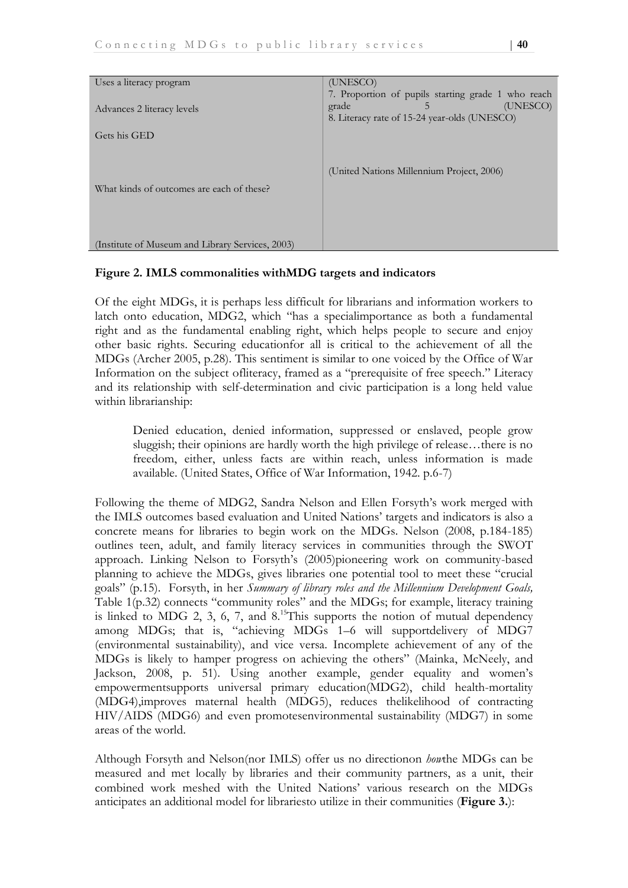| Uses a literacy program<br><br>Advances 2 literacy levels<br><br>Gets his GED<br><br>What kinds of outcomes are each of these?<br><br>(Institute of Museum and Library Services, 2003) | (UNESCO)<br>7. Proportion of pupils starting grade 1 who reach grade 5 (UNESCO)<br>8. Literacy rate of 15-24 year-olds (UNESCO)<br><br>(United Nations Millennium Project, 2006) |
|---|---|

**Figure 2. IMLS commonalities withMDG targets and indicators**

Of the eight MDGs, it is perhaps less difficult for librarians and information workers to latch onto education, MDG2, which "has a specialimportance as both a fundamental right and as the fundamental enabling right, which helps people to secure and enjoy other basic rights. Securing educationfor all is critical to the achievement of all the MDGs (Archer 2005, p.28). This sentiment is similar to one voiced by the Office of War Information on the subject ofliteracy, framed as a "prerequisite of free speech." Literacy and its relationship with self-determination and civic participation is a long held value within librarianship:

> Denied education, denied information, suppressed or enslaved, people grow sluggish; their opinions are hardly worth the high privilege of release…there is no freedom, either, unless facts are within reach, unless information is made available. (United States, Office of War Information, 1942. p.6-7)

Following the theme of MDG2, Sandra Nelson and Ellen Forsyth's work merged with the IMLS outcomes based evaluation and United Nations' targets and indicators is also a concrete means for libraries to begin work on the MDGs. Nelson (2008, p.184-185) outlines teen, adult, and family literacy services in communities through the SWOT approach. Linking Nelson to Forsyth's (2005)pioneering work on community-based planning to achieve the MDGs, gives libraries one potential tool to meet these "crucial goals" (p.15). Forsyth, in her *Summary of library roles and the Millennium Development Goals,* Table 1(p.32) connects "community roles" and the MDGs; for example, literacy training is linked to MDG 2, 3, 6, 7, and 8.[15]This supports the notion of mutual dependency among MDGs; that is, "achieving MDGs 1–6 will supportdelivery of MDG7 (environmental sustainability), and vice versa. Incomplete achievement of any of the MDGs is likely to hamper progress on achieving the others" (Mainka, McNeely, and Jackson, 2008, p. 51). Using another example, gender equality and women's empowermentsupports universal primary education(MDG2), child health-mortality (MDG4),improves maternal health (MDG5), reduces thelikelihood of contracting HIV/AIDS (MDG6) and even promotesenvironmental sustainability (MDG7) in some areas of the world.

Although Forsyth and Nelson(nor IMLS) offer us no directionon *how*the MDGs can be measured and met locally by libraries and their community partners, as a unit, their combined work meshed with the United Nations' various research on the MDGs anticipates an additional model for librariesto utilize in their communities (**Figure 3.**):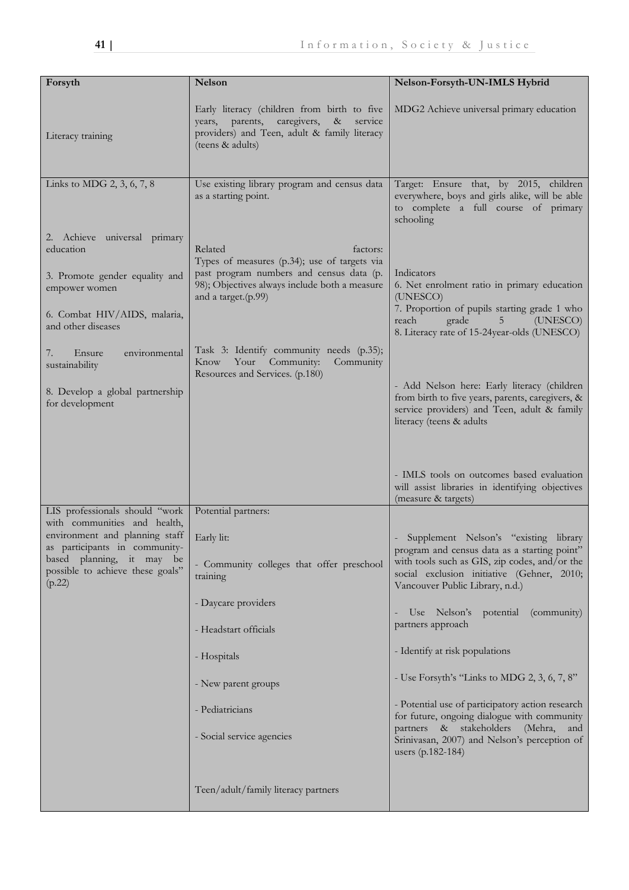| Forsyth | Nelson | Nelson-Forsyth-UN-IMLS Hybrid |
|---|---|---|
| Literacy training | Early literacy (children from birth to five years, parents, caregivers, & service providers) and Teen, adult & family literacy (teens & adults) | MDG2 Achieve universal primary education |
| Links to MDG 2, 3, 6, 7, 8<br><br>2. Achieve universal primary education<br><br>3. Promote gender equality and empower women<br><br>6. Combat HIV/AIDS, malaria, and other diseases<br><br>7. Ensure environmental sustainability<br><br>8. Develop a global partnership for development | Use existing library program and census data as a starting point.<br><br>Related factors: Types of measures (p.34); use of targets via past program numbers and census data (p. 98); Objectives always include both a measure and a target.(p.99)<br><br>Task 3: Identify community needs (p.35); Know Your Community: Community Resources and Services. (p.180) | Target: Ensure that, by 2015, children everywhere, boys and girls alike, will be able to complete a full course of primary schooling<br><br>Indicators<br>6. Net enrolment ratio in primary education (UNESCO)<br>7. Proportion of pupils starting grade 1 who reach grade 5 (UNESCO)<br>8. Literacy rate of 15-24year-olds (UNESCO)<br><br>- Add Nelson here: Early literacy (children from birth to five years, parents, caregivers, & service providers) and Teen, adult & family literacy (teens & adults)<br><br>- IMLS tools on outcomes based evaluation will assist libraries in identifying objectives (measure & targets) |
| LIS professionals should "work with communities and health, environment and planning staff as participants in community-based planning, it may be possible to achieve these goals" (p.22) | Potential partners:<br><br>Early lit:<br><br>- Community colleges that offer preschool training<br><br>- Daycare providers<br><br>- Headstart officials<br><br>- Hospitals<br><br>- New parent groups<br><br>- Pediatricians<br><br>- Social service agencies<br><br>Teen/adult/family literacy partners | - Supplement Nelson's "existing library program and census data as a starting point" with tools such as GIS, zip codes, and/or the social exclusion initiative (Gehner, 2010; Vancouver Public Library, n.d.)<br><br>- Use Nelson's potential (community) partners approach<br><br>- Identify at risk populations<br><br>- Use Forsyth's "Links to MDG 2, 3, 6, 7, 8"<br><br>- Potential use of participatory action research for future, ongoing dialogue with community partners & stakeholders (Mehra, and Srinivasan, 2007) and Nelson's perception of users (p.182-184) |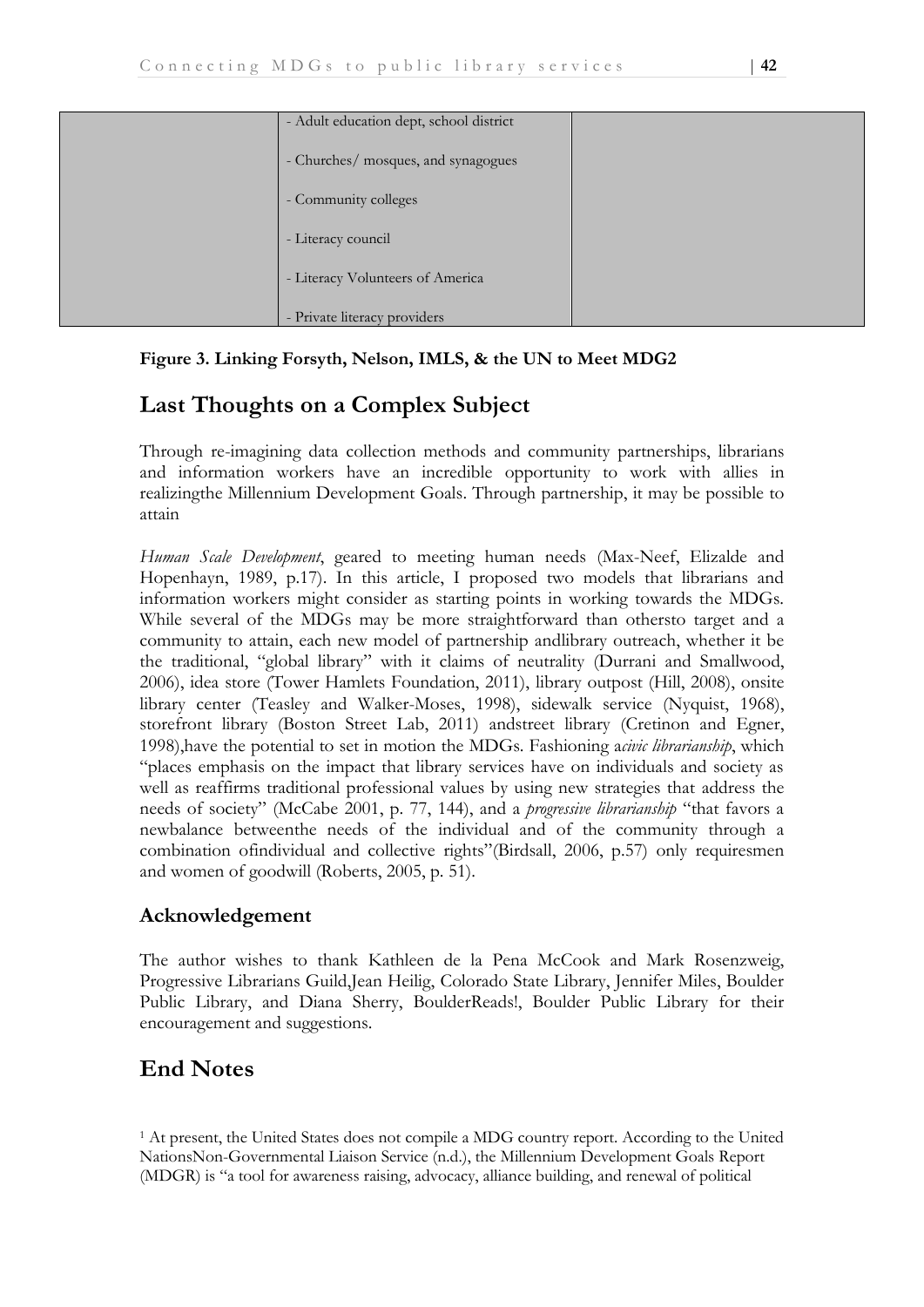|  | - Adult education dept, school district<br><br>- Churches/ mosques, and synagogues<br><br>- Community colleges<br><br>- Literacy council<br><br>- Literacy Volunteers of America<br><br>- Private literacy providers |  |
|---|---|---|

**Figure 3. Linking Forsyth, Nelson, IMLS, & the UN to Meet MDG2**

## Last Thoughts on a Complex Subject

Through re-imagining data collection methods and community partnerships, librarians and information workers have an incredible opportunity to work with allies in realizingthe Millennium Development Goals. Through partnership, it may be possible to attain

*Human Scale Development*, geared to meeting human needs (Max-Neef, Elizalde and Hopenhayn, 1989, p.17). In this article, I proposed two models that librarians and information workers might consider as starting points in working towards the MDGs. While several of the MDGs may be more straightforward than othersto target and a community to attain, each new model of partnership andlibrary outreach, whether it be the traditional, "global library" with it claims of neutrality (Durrani and Smallwood, 2006), idea store (Tower Hamlets Foundation, 2011), library outpost (Hill, 2008), onsite library center (Teasley and Walker-Moses, 1998), sidewalk service (Nyquist, 1968), storefront library (Boston Street Lab, 2011) andstreet library (Cretinon and Egner, 1998),have the potential to set in motion the MDGs. Fashioning a*civic librarianship*, which "places emphasis on the impact that library services have on individuals and society as well as reaffirms traditional professional values by using new strategies that address the needs of society" (McCabe 2001, p. 77, 144), and a *progressive librarianship* "that favors a newbalance betweenthe needs of the individual and of the community through a combination ofindividual and collective rights"(Birdsall, 2006, p.57) only requiresmen and women of goodwill (Roberts, 2005, p. 51).

### Acknowledgement

The author wishes to thank Kathleen de la Pena McCook and Mark Rosenzweig, Progressive Librarians Guild,Jean Heilig, Colorado State Library, Jennifer Miles, Boulder Public Library, and Diana Sherry, BoulderReads!, Boulder Public Library for their encouragement and suggestions.

## End Notes

[1] At present, the United States does not compile a MDG country report. According to the United NationsNon-Governmental Liaison Service (n.d.), the Millennium Development Goals Report (MDGR) is "a tool for awareness raising, advocacy, alliance building, and renewal of political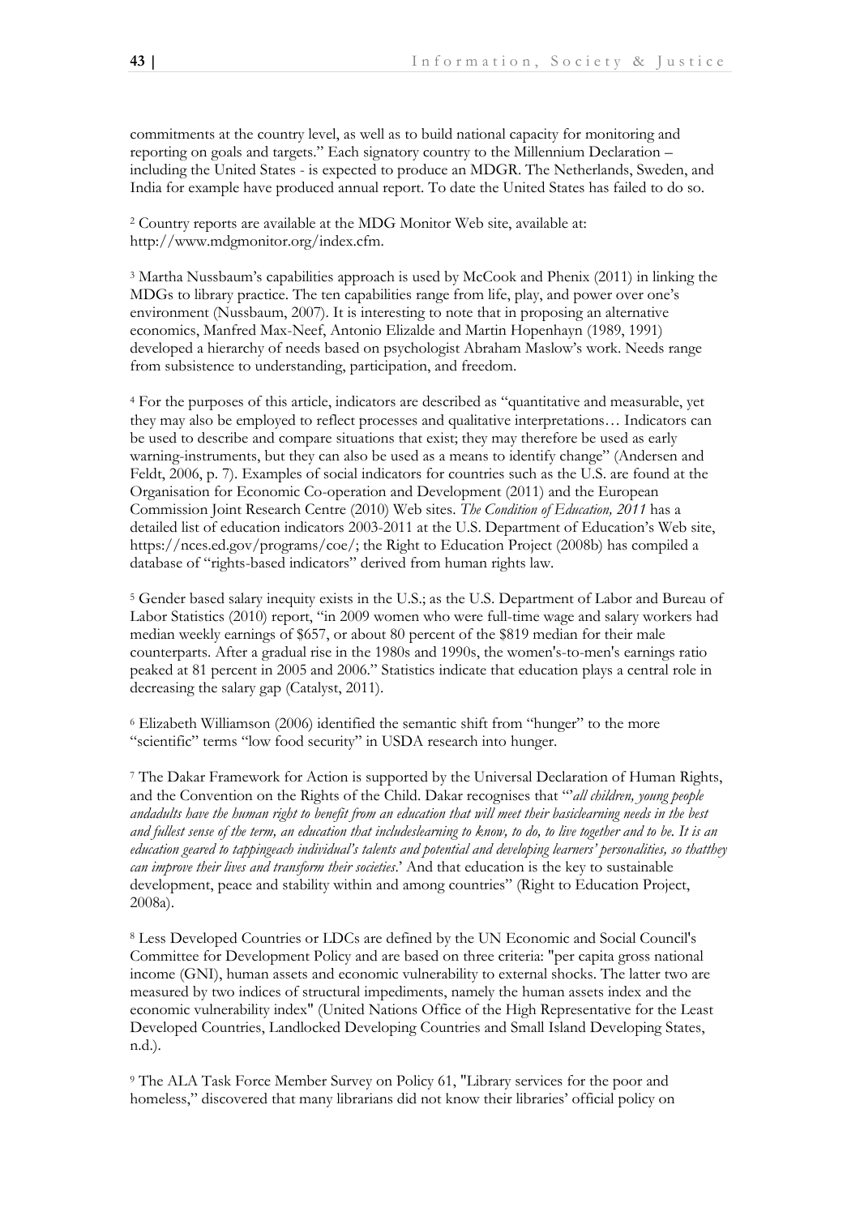commitments at the country level, as well as to build national capacity for monitoring and reporting on goals and targets." Each signatory country to the Millennium Declaration – including the United States - is expected to produce an MDGR. The Netherlands, Sweden, and India for example have produced annual report. To date the United States has failed to do so.

[2] Country reports are available at the MDG Monitor Web site, available at: http://www.mdgmonitor.org/index.cfm.

[3] Martha Nussbaum's capabilities approach is used by McCook and Phenix (2011) in linking the MDGs to library practice. The ten capabilities range from life, play, and power over one's environment (Nussbaum, 2007). It is interesting to note that in proposing an alternative economics, Manfred Max-Neef, Antonio Elizalde and Martin Hopenhayn (1989, 1991) developed a hierarchy of needs based on psychologist Abraham Maslow's work. Needs range from subsistence to understanding, participation, and freedom.

[4] For the purposes of this article, indicators are described as "quantitative and measurable, yet they may also be employed to reflect processes and qualitative interpretations… Indicators can be used to describe and compare situations that exist; they may therefore be used as early warning-instruments, but they can also be used as a means to identify change" (Andersen and Feldt, 2006, p. 7). Examples of social indicators for countries such as the U.S. are found at the Organisation for Economic Co-operation and Development (2011) and the European Commission Joint Research Centre (2010) Web sites. *The Condition of Education, 2011* has a detailed list of education indicators 2003-2011 at the U.S. Department of Education's Web site, https://nces.ed.gov/programs/coe/; the Right to Education Project (2008b) has compiled a database of "rights-based indicators" derived from human rights law.

[5] Gender based salary inequity exists in the U.S.; as the U.S. Department of Labor and Bureau of Labor Statistics (2010) report, "in 2009 women who were full-time wage and salary workers had median weekly earnings of $657, or about 80 percent of the $819 median for their male counterparts. After a gradual rise in the 1980s and 1990s, the women's-to-men's earnings ratio peaked at 81 percent in 2005 and 2006." Statistics indicate that education plays a central role in decreasing the salary gap (Catalyst, 2011).

[6] Elizabeth Williamson (2006) identified the semantic shift from "hunger" to the more "scientific" terms "low food security" in USDA research into hunger.

[7] The Dakar Framework for Action is supported by the Universal Declaration of Human Rights, and the Convention on the Rights of the Child. Dakar recognises that "'*all children, young people andadults have the human right to benefit from an education that will meet their basiclearning needs in the best and fullest sense of the term, an education that includeslearning to know, to do, to live together and to be. It is an education geared to tappingeach individual's talents and potential and developing learners' personalities, so thatthey can improve their lives and transform their societies*.' And that education is the key to sustainable development, peace and stability within and among countries" (Right to Education Project, 2008a).

[8] Less Developed Countries or LDCs are defined by the UN Economic and Social Council's Committee for Development Policy and are based on three criteria: "per capita gross national income (GNI), human assets and economic vulnerability to external shocks. The latter two are measured by two indices of structural impediments, namely the human assets index and the economic vulnerability index" (United Nations Office of the High Representative for the Least Developed Countries, Landlocked Developing Countries and Small Island Developing States, n.d.).

[9] The ALA Task Force Member Survey on Policy 61, "Library services for the poor and homeless," discovered that many librarians did not know their libraries' official policy on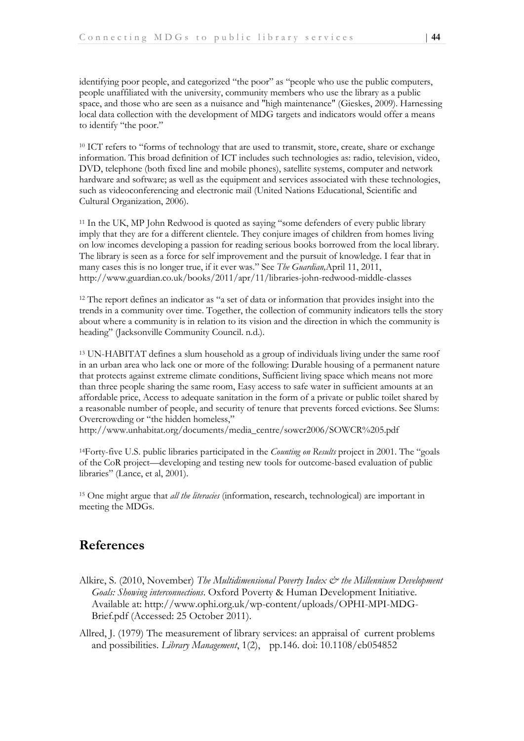identifying poor people, and categorized "the poor" as "people who use the public computers, people unaffiliated with the university, community members who use the library as a public space, and those who are seen as a nuisance and "high maintenance" (Gieskes, 2009). Harnessing local data collection with the development of MDG targets and indicators would offer a means to identify "the poor."

[10] ICT refers to "forms of technology that are used to transmit, store, create, share or exchange information. This broad definition of ICT includes such technologies as: radio, television, video, DVD, telephone (both fixed line and mobile phones), satellite systems, computer and network hardware and software; as well as the equipment and services associated with these technologies, such as videoconferencing and electronic mail (United Nations Educational, Scientific and Cultural Organization, 2006).

[11] In the UK, MP John Redwood is quoted as saying "some defenders of every public library imply that they are for a different clientele. They conjure images of children from homes living on low incomes developing a passion for reading serious books borrowed from the local library. The library is seen as a force for self improvement and the pursuit of knowledge. I fear that in many cases this is no longer true, if it ever was." See *The Guardian,*April 11, 2011, http://www.guardian.co.uk/books/2011/apr/11/libraries-john-redwood-middle-classes

[12] The report defines an indicator as "a set of data or information that provides insight into the trends in a community over time. Together, the collection of community indicators tells the story about where a community is in relation to its vision and the direction in which the community is heading" (Jacksonville Community Council. n.d.).

[13] UN-HABITAT defines a slum household as a group of individuals living under the same roof in an urban area who lack one or more of the following: Durable housing of a permanent nature that protects against extreme climate conditions, Sufficient living space which means not more than three people sharing the same room, Easy access to safe water in sufficient amounts at an affordable price, Access to adequate sanitation in the form of a private or public toilet shared by a reasonable number of people, and security of tenure that prevents forced evictions. See Slums: Overcrowding or "the hidden homeless,"
http://www.unhabitat.org/documents/media_centre/sowcr2006/SOWCR%205.pdf

[14]Forty-five U.S. public libraries participated in the *Counting on Results* project in 2001. The "goals of the CoR project—developing and testing new tools for outcome-based evaluation of public libraries" (Lance, et al, 2001).

[15] One might argue that *all the literacies* (information, research, technological) are important in meeting the MDGs.

## References

Alkire, S. (2010, November) *The Multidimensional Poverty Index & the Millennium Development Goals: Showing interconnections*. Oxford Poverty & Human Development Initiative. Available at: http://www.ophi.org.uk/wp-content/uploads/OPHI-MPI-MDG-Brief.pdf (Accessed: 25 October 2011).

Allred, J. (1979) The measurement of library services: an appraisal of current problems and possibilities. *Library Management*, 1(2), pp.146. doi: 10.1108/eb054852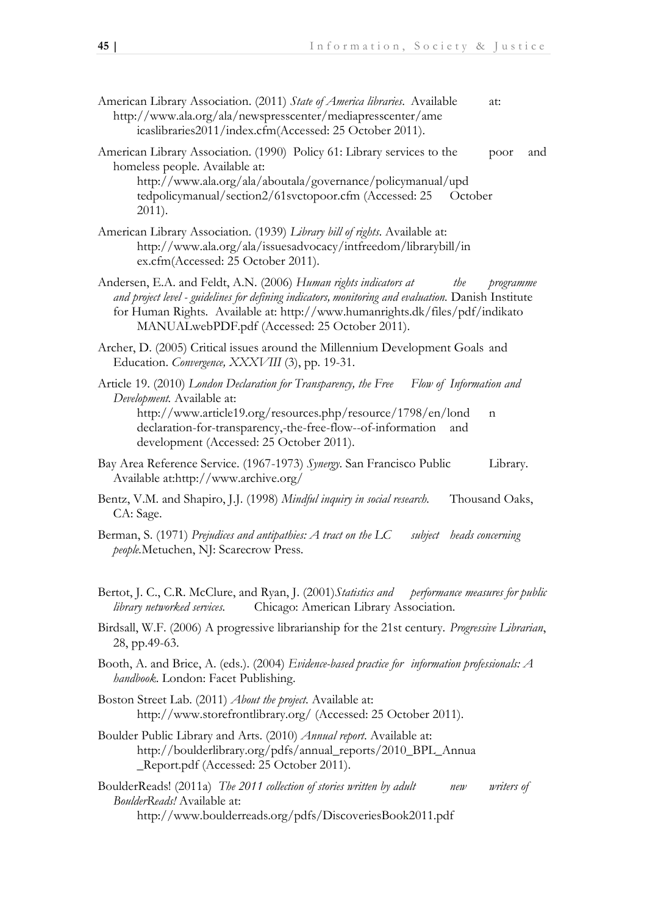American Library Association. (2011) *State of America libraries*. Available at: http://www.ala.org/ala/newspresscenter/mediapresscenter/ame icaslibraries2011/index.cfm(Accessed: 25 October 2011).

American Library Association. (1990) Policy 61: Library services to the poor and homeless people. Available at: http://www.ala.org/ala/aboutala/governance/policymanual/upd tedpolicymanual/section2/61svctopoor.cfm (Accessed: 25 October 2011).

American Library Association. (1939) *Library bill of rights*. Available at: http://www.ala.org/ala/issuesadvocacy/intfreedom/librarybill/in ex.cfm(Accessed: 25 October 2011).

Andersen, E.A. and Feldt, A.N. (2006) *Human rights indicators at the programme and project level - guidelines for defining indicators, monitoring and evaluation.* Danish Institute for Human Rights. Available at: http://www.humanrights.dk/files/pdf/indikato MANUALwebPDF.pdf (Accessed: 25 October 2011).

Archer, D. (2005) Critical issues around the Millennium Development Goals and Education. *Convergence, XXXVIII* (3), pp. 19-31.

Article 19. (2010) *London Declaration for Transparency, the Free Flow of Information and Development.* Available at: http://www.article19.org/resources.php/resource/1798/en/lond n declaration-for-transparency,-the-free-flow--of-information and development (Accessed: 25 October 2011).

Bay Area Reference Service. (1967-1973) *Synergy*. San Francisco Public Library. Available at:http://www.archive.org/

Bentz, V.M. and Shapiro, J.J. (1998) *Mindful inquiry in social research.* Thousand Oaks, CA: Sage.

Berman, S. (1971) *Prejudices and antipathies: A tract on the LC subject heads concerning people.*Metuchen, NJ: Scarecrow Press.

Bertot, J. C., C.R. McClure, and Ryan, J. (2001)*Statistics and performance measures for public library networked services.* Chicago: American Library Association.

Birdsall, W.F. (2006) A progressive librarianship for the 21st century. *Progressive Librarian*, 28, pp.49-63.

Booth, A. and Brice, A. (eds.). (2004) *Evidence-based practice for information professionals: A handbook.* London: Facet Publishing.

Boston Street Lab. (2011) *About the project.* Available at: http://www.storefrontlibrary.org/ (Accessed: 25 October 2011).

Boulder Public Library and Arts. (2010) *Annual report*. Available at: http://boulderlibrary.org/pdfs/annual_reports/2010_BPL_Annua _Report.pdf (Accessed: 25 October 2011).

BoulderReads! (2011a) *The 2011 collection of stories written by adult new writers of BoulderReads!* Available at: http://www.boulderreads.org/pdfs/DiscoveriesBook2011.pdf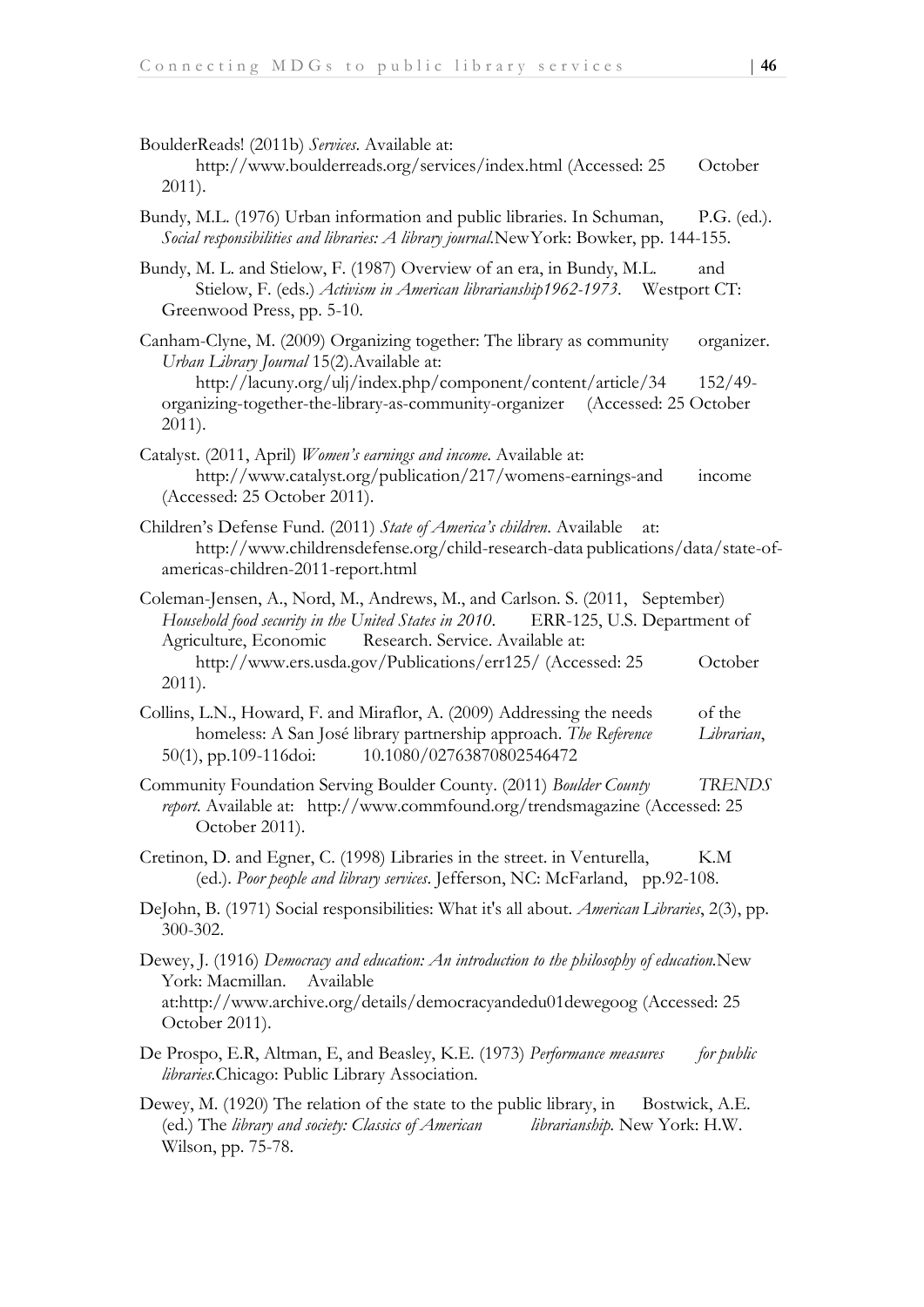BoulderReads! (2011b) *Services*. Available at: http://www.boulderreads.org/services/index.html (Accessed: 25 October 2011).

Bundy, M.L. (1976) Urban information and public libraries. In Schuman, P.G. (ed.). *Social responsibilities and libraries: A library journal.*NewYork: Bowker, pp. 144-155.

Bundy, M. L. and Stielow, F. (1987) Overview of an era, in Bundy, M.L. and Stielow, F. (eds.) *Activism in American librarianship1962-1973*. Westport CT: Greenwood Press, pp. 5-10.

Canham-Clyne, M. (2009) Organizing together: The library as community organizer. *Urban Library Journal* 15(2).Available at: http://lacuny.org/ulj/index.php/component/content/article/34 152/49-organizing-together-the-library-as-community-organizer (Accessed: 25 October 2011).

Catalyst. (2011, April) *Women's earnings and income*. Available at: http://www.catalyst.org/publication/217/womens-earnings-and income (Accessed: 25 October 2011).

Children's Defense Fund. (2011) *State of America's children*. Available at: http://www.childrensdefense.org/child-research-data publications/data/state-of-americas-children-2011-report.html

Coleman-Jensen, A., Nord, M., Andrews, M., and Carlson. S. (2011, September) *Household food security in the United States in 2010*. ERR-125, U.S. Department of Agriculture, Economic Research. Service. Available at: http://www.ers.usda.gov/Publications/err125/ (Accessed: 25 October 2011).

Collins, L.N., Howard, F. and Miraflor, A. (2009) Addressing the needs of the homeless: A San José library partnership approach. *The Reference Librarian*, 50(1), pp.109-116doi: 10.1080/02763870802546472

Community Foundation Serving Boulder County. (2011) *Boulder County TRENDS report*. Available at: http://www.commfound.org/trendsmagazine (Accessed: 25 October 2011).

Cretinon, D. and Egner, C. (1998) Libraries in the street. in Venturella, K.M (ed.). *Poor people and library services*. Jefferson, NC: McFarland, pp.92-108.

DeJohn, B. (1971) Social responsibilities: What it's all about. *American Libraries*, 2(3), pp. 300-302.

Dewey, J. (1916) *Democracy and education: An introduction to the philosophy of education.*New York: Macmillan. Available at:http://www.archive.org/details/democracyandedu01dewegoog (Accessed: 25 October 2011).

De Prospo, E.R, Altman, E, and Beasley, K.E. (1973) *Performance measures for public libraries.*Chicago: Public Library Association.

Dewey, M. (1920) The relation of the state to the public library, in Bostwick, A.E. (ed.) The *library and society: Classics of American librarianship*. New York: H.W. Wilson, pp. 75-78.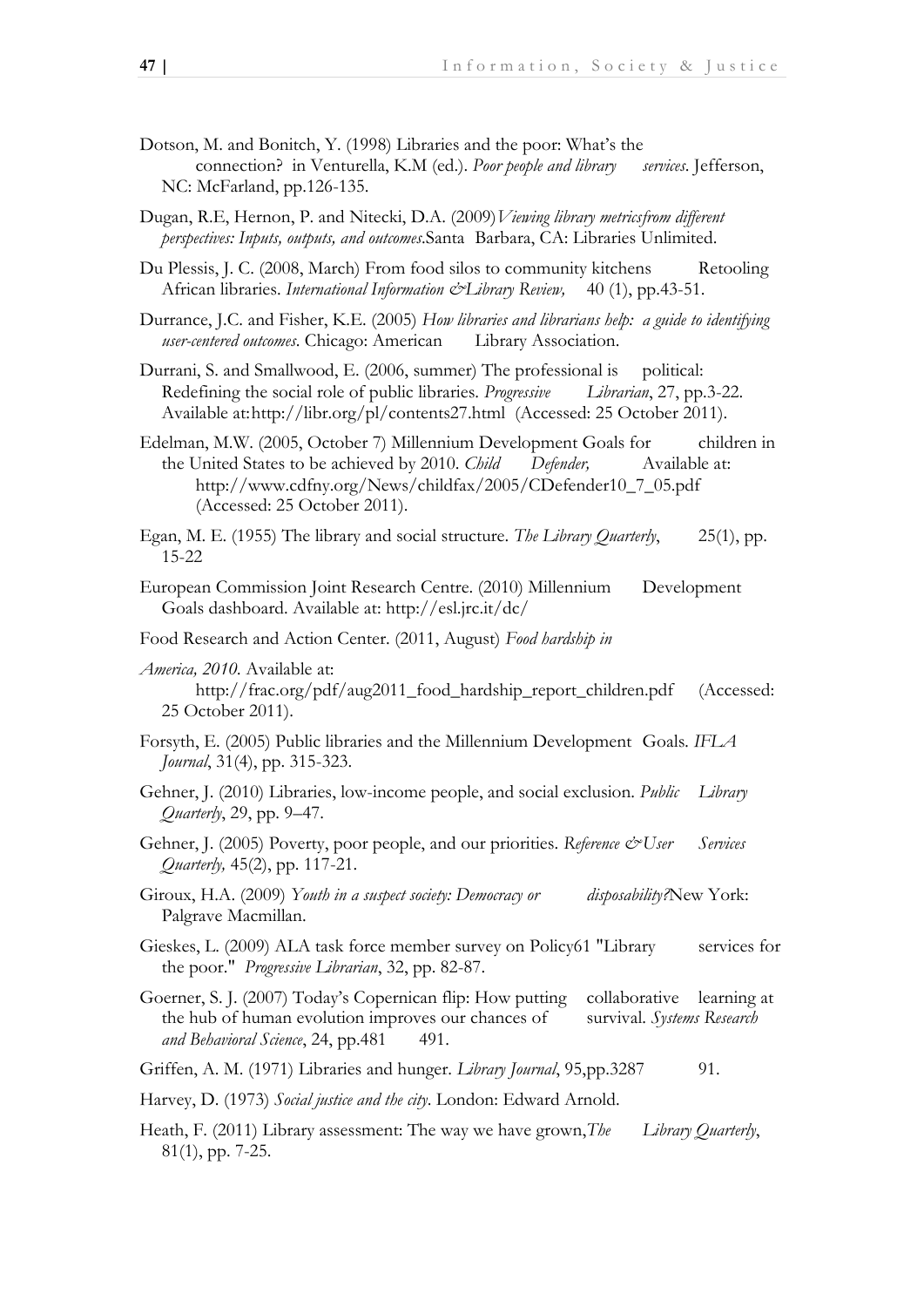Dotson, M. and Bonitch, Y. (1998) Libraries and the poor: What's the connection? in Venturella, K.M (ed.). *Poor people and library services*. Jefferson, NC: McFarland, pp.126-135.

Dugan, R.E, Hernon, P. and Nitecki, D.A. (2009) *Viewing library metricsfrom different perspectives: Inputs, outputs, and outcomes*.Santa Barbara, CA: Libraries Unlimited.

Du Plessis, J. C. (2008, March) From food silos to community kitchens Retooling African libraries. *International Information &Library Review,* 40 (1), pp.43-51.

Durrance, J.C. and Fisher, K.E. (2005) *How libraries and librarians help: a guide to identifying user-centered outcomes*. Chicago: American Library Association.

Durrani, S. and Smallwood, E. (2006, summer) The professional is political: Redefining the social role of public libraries. *Progressive Librarian*, 27, pp.3-22. Available at:http://libr.org/pl/contents27.html (Accessed: 25 October 2011).

Edelman, M.W. (2005, October 7) Millennium Development Goals for children in the United States to be achieved by 2010. *Child Defender,* Available at: http://www.cdfny.org/News/childfax/2005/CDefender10_7_05.pdf (Accessed: 25 October 2011).

Egan, M. E. (1955) The library and social structure. *The Library Quarterly*, 25(1), pp. 15-22

European Commission Joint Research Centre. (2010) Millennium Development Goals dashboard. Available at: http://esl.jrc.it/dc/

Food Research and Action Center. (2011, August) *Food hardship in America, 2010*. Available at: http://frac.org/pdf/aug2011_food_hardship_report_children.pdf (Accessed: 25 October 2011).

Forsyth, E. (2005) Public libraries and the Millennium Development Goals. *IFLA Journal*, 31(4), pp. 315-323.

Gehner, J. (2010) Libraries, low-income people, and social exclusion. *Public Library Quarterly*, 29, pp. 9–47.

Gehner, J. (2005) Poverty, poor people, and our priorities. *Reference &User Services Quarterly,* 45(2), pp. 117-21.

Giroux, H.A. (2009) *Youth in a suspect society: Democracy or disposability?*New York: Palgrave Macmillan.

Gieskes, L. (2009) ALA task force member survey on Policy61 "Library services for the poor." *Progressive Librarian*, 32, pp. 82-87.

Goerner, S. J. (2007) Today's Copernican flip: How putting collaborative learning at the hub of human evolution improves our chances of survival. *Systems Research and Behavioral Science*, 24, pp.481 491.

Griffen, A. M. (1971) Libraries and hunger. *Library Journal*, 95,pp.3287 91.

Harvey, D. (1973) *Social justice and the city*. London: Edward Arnold.

Heath, F. (2011) Library assessment: The way we have grown,*The Library Quarterly*, 81(1), pp. 7-25.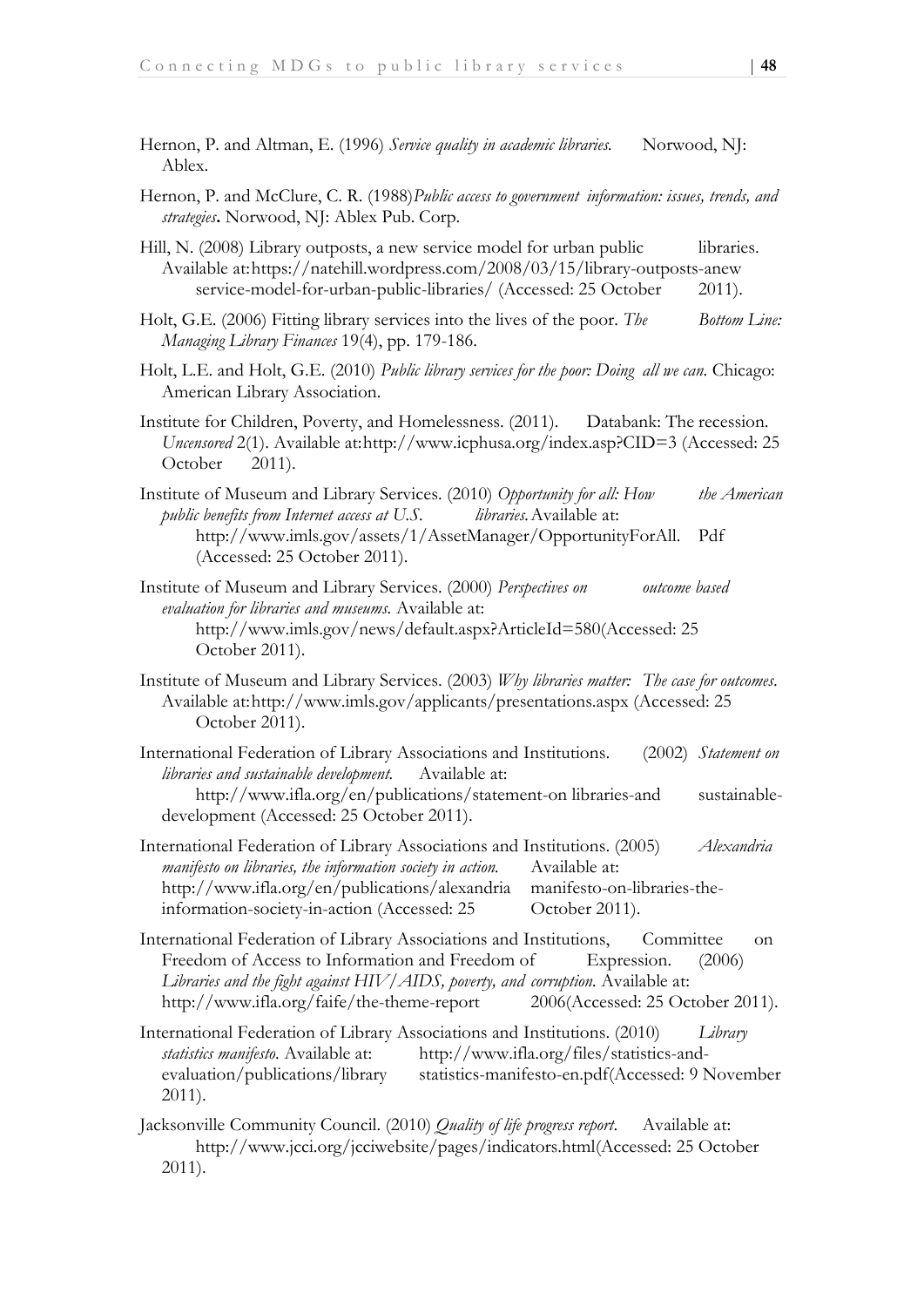Hernon, P. and Altman, E. (1996) *Service quality in academic libraries.* Norwood, NJ: Ablex.

Hernon, P. and McClure, C. R. (1988)*Public access to government information: issues, trends, and strategies***.** Norwood, NJ: Ablex Pub. Corp.

Hill, N. (2008) Library outposts, a new service model for urban public libraries. Available at: https://natehill.wordpress.com/2008/03/15/library-outposts-anew service-model-for-urban-public-libraries/ (Accessed: 25 October 2011).

Holt, G.E. (2006) Fitting library services into the lives of the poor. *The Bottom Line: Managing Library Finances* 19(4), pp. 179-186.

Holt, L.E. and Holt, G.E. (2010) *Public library services for the poor: Doing all we can.* Chicago: American Library Association.

Institute for Children, Poverty, and Homelessness. (2011). Databank: The recession. *Uncensored* 2(1). Available at: http://www.icphusa.org/index.asp?CID=3 (Accessed: 25 October 2011).

Institute of Museum and Library Services. (2010) *Opportunity for all: How the American public benefits from Internet access at U.S. libraries.* Available at: http://www.imls.gov/assets/1/AssetManager/OpportunityForAll. Pdf (Accessed: 25 October 2011).

Institute of Museum and Library Services. (2000) *Perspectives on outcome based evaluation for libraries and museums.* Available at: http://www.imls.gov/news/default.aspx?ArticleId=580(Accessed: 25 October 2011).

Institute of Museum and Library Services. (2003) *Why libraries matter: The case for outcomes.* Available at: http://www.imls.gov/applicants/presentations.aspx (Accessed: 25 October 2011).

International Federation of Library Associations and Institutions. (2002) *Statement on libraries and sustainable development.* Available at: http://www.ifla.org/en/publications/statement-on libraries-and sustainable-development (Accessed: 25 October 2011).

International Federation of Library Associations and Institutions. (2005) *Alexandria manifesto on libraries, the information society in action.* Available at: http://www.ifla.org/en/publications/alexandria manifesto-on-libraries-the-information-society-in-action (Accessed: 25 October 2011).

International Federation of Library Associations and Institutions, Committee on Freedom of Access to Information and Freedom of Expression. (2006) *Libraries and the fight against HIV/AIDS, poverty, and corruption.* Available at: http://www.ifla.org/faife/the-theme-report 2006(Accessed: 25 October 2011).

International Federation of Library Associations and Institutions. (2010) *Library statistics manifesto.* Available at: http://www.ifla.org/files/statistics-and-evaluation/publications/library statistics-manifesto-en.pdf(Accessed: 9 November 2011).

Jacksonville Community Council. (2010) *Quality of life progress report.* Available at: http://www.jcci.org/jcciwebsite/pages/indicators.html(Accessed: 25 October 2011).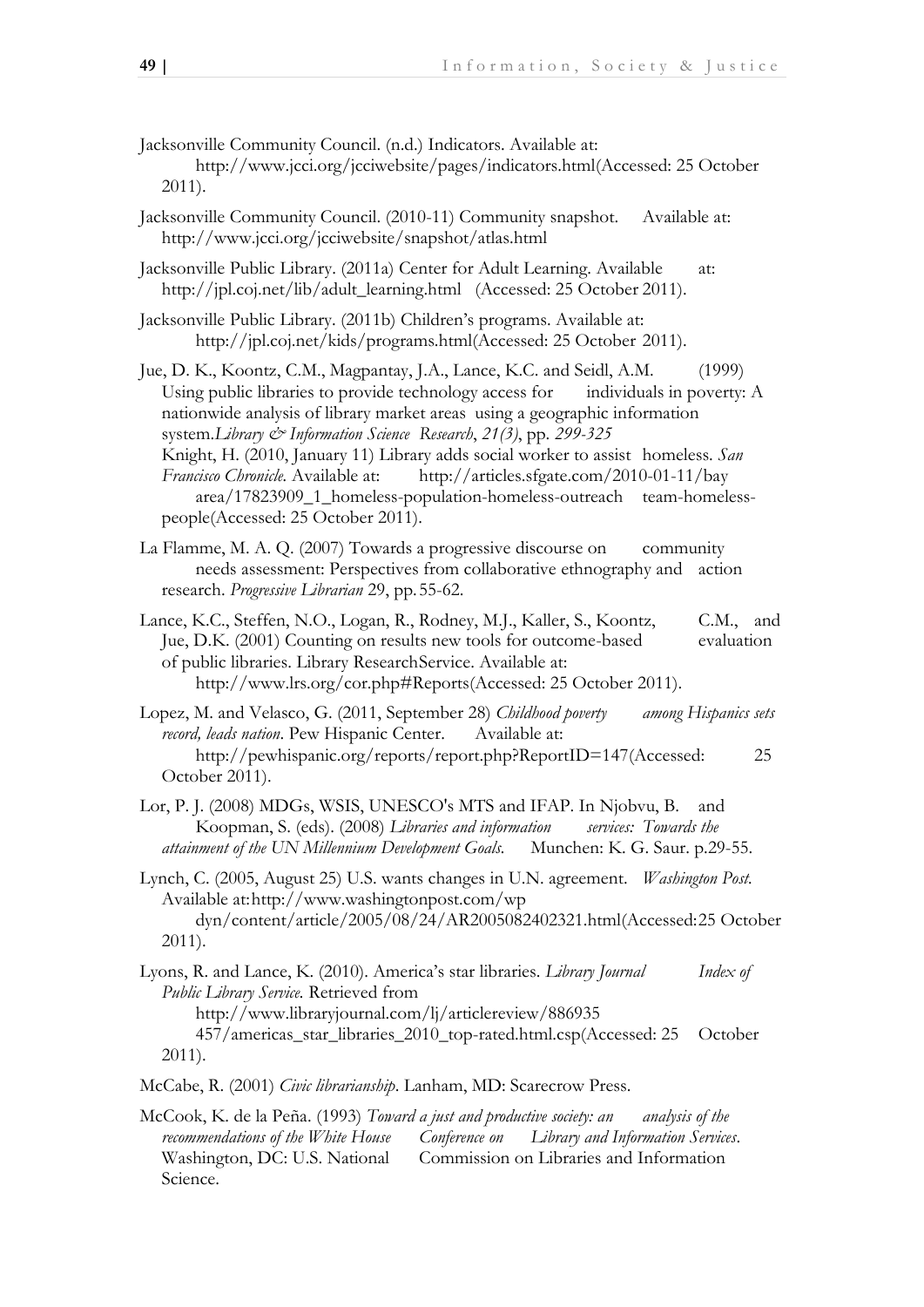Jacksonville Community Council. (n.d.) Indicators. Available at: http://www.jcci.org/jcciwebsite/pages/indicators.html(Accessed: 25 October 2011).

Jacksonville Community Council. (2010-11) Community snapshot. Available at: http://www.jcci.org/jcciwebsite/snapshot/atlas.html

Jacksonville Public Library. (2011a) Center for Adult Learning. Available at: http://jpl.coj.net/lib/adult_learning.html (Accessed: 25 October 2011).

Jacksonville Public Library. (2011b) Children's programs. Available at: http://jpl.coj.net/kids/programs.html(Accessed: 25 October 2011).

Jue, D. K., Koontz, C.M., Magpantay, J.A., Lance, K.C. and Seidl, A.M. (1999) Using public libraries to provide technology access for individuals in poverty: A nationwide analysis of library market areas using a geographic information system.*Library & Information Science Research*, *21(3)*, pp. *299-325*

Knight, H. (2010, January 11) Library adds social worker to assist homeless. *San Francisco Chronicle.* Available at: http://articles.sfgate.com/2010-01-11/bay area/17823909_1_homeless-population-homeless-outreach team-homeless-people(Accessed: 25 October 2011).

La Flamme, M. A. Q. (2007) Towards a progressive discourse on community needs assessment: Perspectives from collaborative ethnography and action research. *Progressive Librarian* 29, pp. 55-62.

Lance, K.C., Steffen, N.O., Logan, R., Rodney, M.J., Kaller, S., Koontz, C.M., and Jue, D.K. (2001) Counting on results new tools for outcome-based evaluation of public libraries. Library ResearchService. Available at: http://www.lrs.org/cor.php#Reports(Accessed: 25 October 2011).

Lopez, M. and Velasco, G. (2011, September 28) *Childhood poverty among Hispanics sets record, leads nation*. Pew Hispanic Center. Available at: http://pewhispanic.org/reports/report.php?ReportID=147(Accessed: 25 October 2011).

Lor, P. J. (2008) MDGs, WSIS, UNESCO's MTS and IFAP. In Njobvu, B. and Koopman, S. (eds). (2008) *Libraries and information services: Towards the attainment of the UN Millennium Development Goals.* Munchen: K. G. Saur. p.29-55.

Lynch, C. (2005, August 25) U.S. wants changes in U.N. agreement. *Washington Post.* Available at: http://www.washingtonpost.com/wp dyn/content/article/2005/08/24/AR2005082402321.html(Accessed:25 October 2011).

Lyons, R. and Lance, K. (2010). America's star libraries. *Library Journal Index of Public Library Service.* Retrieved from http://www.libraryjournal.com/lj/articlereview/886935 457/americas_star_libraries_2010_top-rated.html.csp(Accessed: 25 October 2011).

McCabe, R. (2001) *Civic librarianship*. Lanham, MD: Scarecrow Press.

McCook, K. de la Peña. (1993) *Toward a just and productive society: an analysis of the recommendations of the White House Conference on Library and Information Services*. Washington, DC: U.S. National Commission on Libraries and Information Science.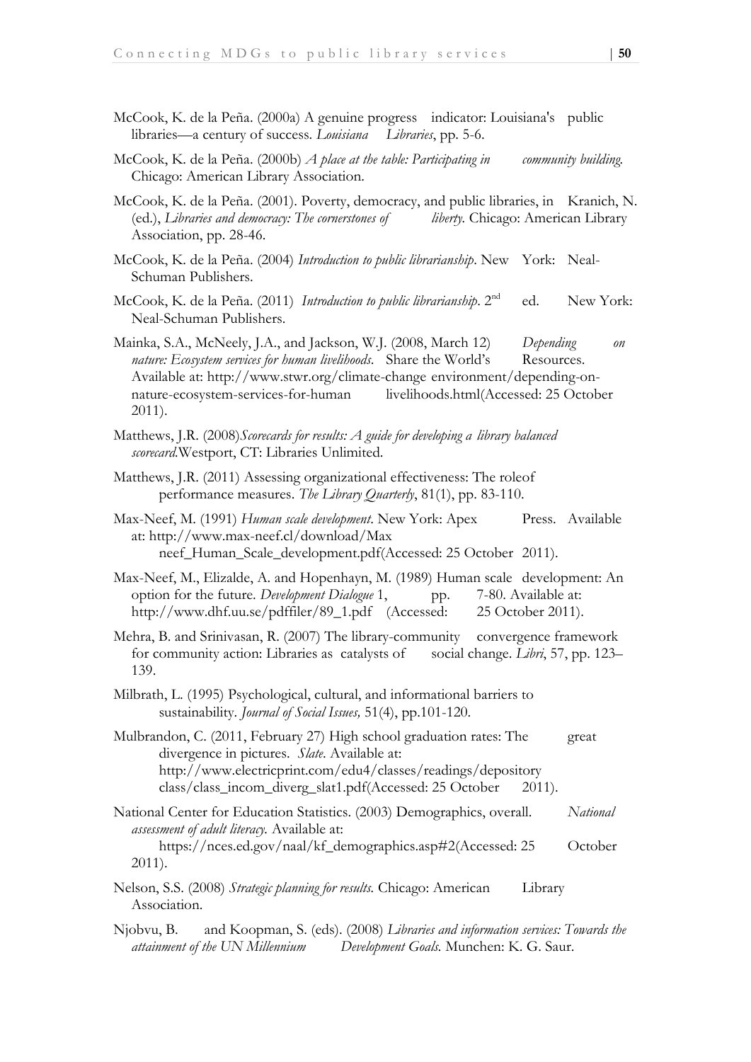McCook, K. de la Peña. (2000a) A genuine progress indicator: Louisiana's public libraries—a century of success. *Louisiana Libraries*, pp. 5-6.

McCook, K. de la Peña. (2000b) *A place at the table: Participating in community building.* Chicago: American Library Association.

McCook, K. de la Peña. (2001). Poverty, democracy, and public libraries, in Kranich, N. (ed.), *Libraries and democracy: The cornerstones of liberty.* Chicago: American Library Association, pp. 28-46.

McCook, K. de la Peña. (2004) *Introduction to public librarianship*. New York: Neal-Schuman Publishers.

McCook, K. de la Peña. (2011) *Introduction to public librarianship*. 2nd ed. New York: Neal-Schuman Publishers.

Mainka, S.A., McNeely, J.A., and Jackson, W.J. (2008, March 12) *Depending on nature: Ecosystem services for human livelihoods*. Share the World's Resources. Available at: http://www.stwr.org/climate-change environment/depending-on-nature-ecosystem-services-for-human livelihoods.html(Accessed: 25 October 2011).

Matthews, J.R. (2008)*Scorecards for results: A guide for developing a library balanced scorecard.*Westport, CT: Libraries Unlimited.

Matthews, J.R. (2011) Assessing organizational effectiveness: The roleof performance measures. *The Library Quarterly*, 81(1), pp. 83-110.

Max-Neef, M. (1991) *Human scale development*. New York: Apex Press. Available at: http://www.max-neef.cl/download/Max neef_Human_Scale_development.pdf(Accessed: 25 October 2011).

Max-Neef, M., Elizalde, A. and Hopenhayn, M. (1989) Human scale development: An option for the future. *Development Dialogue* 1, pp. 7-80. Available at: http://www.dhf.uu.se/pdffiler/89_1.pdf (Accessed: 25 October 2011).

Mehra, B. and Srinivasan, R. (2007) The library-community convergence framework for community action: Libraries as catalysts of social change. *Libri*, 57, pp. 123–139.

Milbrath, L. (1995) Psychological, cultural, and informational barriers to sustainability. *Journal of Social Issues,* 51(4), pp.101-120.

Mulbrandon, C. (2011, February 27) High school graduation rates: The great divergence in pictures. *Slate*. Available at: http://www.electricprint.com/edu4/classes/readings/depository class/class_incom_diverg_slat1.pdf(Accessed: 25 October 2011).

National Center for Education Statistics. (2003) Demographics, overall. *National assessment of adult literacy.* Available at: https://nces.ed.gov/naal/kf_demographics.asp#2(Accessed: 25 October 2011).

Nelson, S.S. (2008) *Strategic planning for results.* Chicago: American Library Association.

Njobvu, B. and Koopman, S. (eds). (2008) *Libraries and information services: Towards the attainment of the UN Millennium Development Goals.* Munchen: K. G. Saur.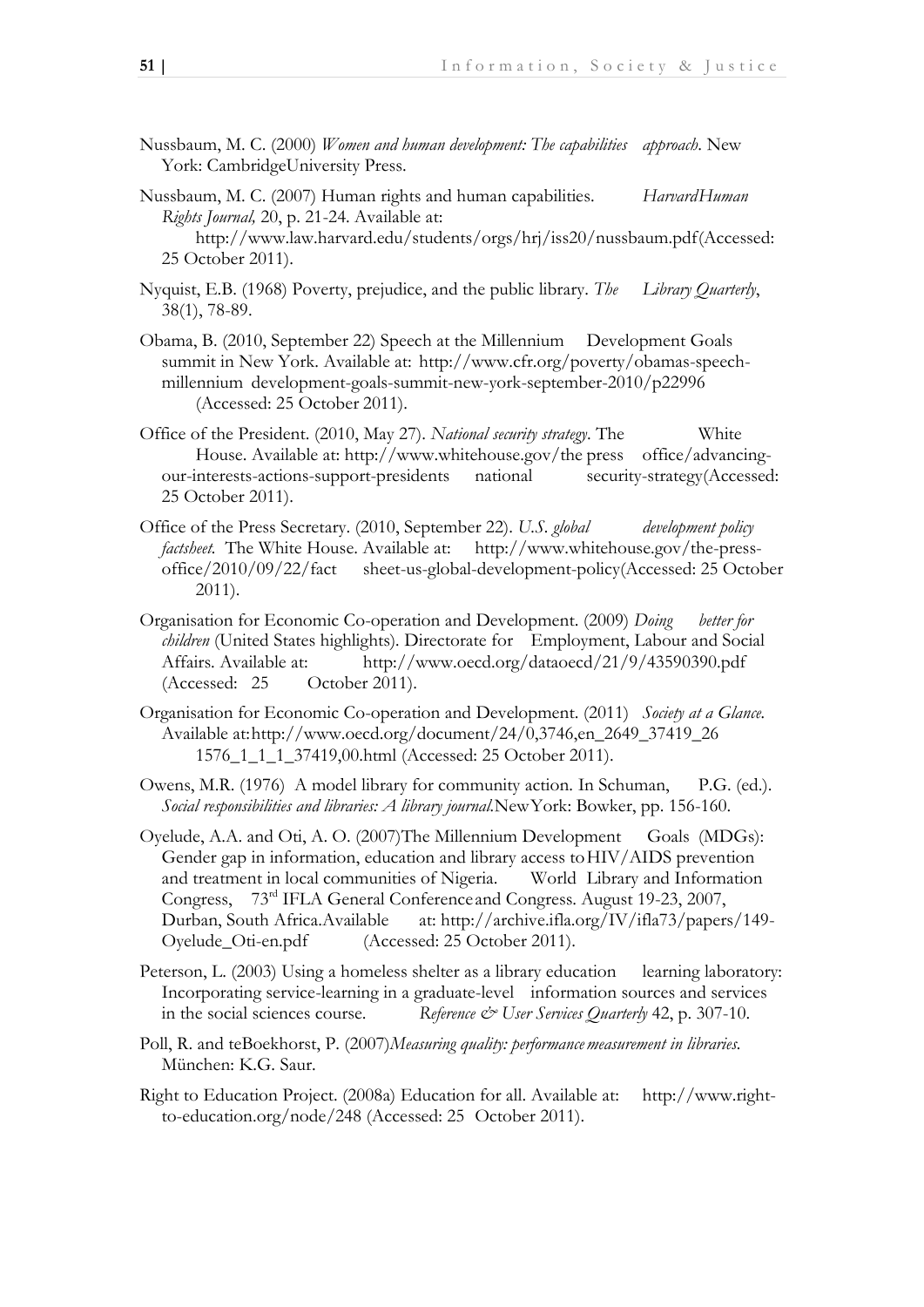Nussbaum, M. C. (2000) *Women and human development: The capabilities approach*. New York: CambridgeUniversity Press.

Nussbaum, M. C. (2007) Human rights and human capabilities. *HarvardHuman Rights Journal,* 20, p. 21-24. Available at: http://www.law.harvard.edu/students/orgs/hrj/iss20/nussbaum.pdf(Accessed: 25 October 2011).

Nyquist, E.B. (1968) Poverty, prejudice, and the public library. *The Library Quarterly*, 38(1), 78-89.

Obama, B. (2010, September 22) Speech at the Millennium Development Goals summit in New York. Available at: http://www.cfr.org/poverty/obamas-speech-millennium development-goals-summit-new-york-september-2010/p22996 (Accessed: 25 October 2011).

Office of the President. (2010, May 27). *National security strategy*. The White House. Available at: http://www.whitehouse.gov/the press office/advancing-our-interests-actions-support-presidents national security-strategy(Accessed: 25 October 2011).

Office of the Press Secretary. (2010, September 22). *U.S. global development policy factsheet.* The White House. Available at: http://www.whitehouse.gov/the-press-office/2010/09/22/fact sheet-us-global-development-policy(Accessed: 25 October 2011).

Organisation for Economic Co-operation and Development. (2009) *Doing better for children* (United States highlights). Directorate for Employment, Labour and Social Affairs. Available at: http://www.oecd.org/dataoecd/21/9/43590390.pdf (Accessed: 25 October 2011).

Organisation for Economic Co-operation and Development. (2011) *Society at a Glance.* Available at:http://www.oecd.org/document/24/0,3746,en_2649_37419_26 1576_1_1_1_37419,00.html (Accessed: 25 October 2011).

Owens, M.R. (1976) A model library for community action. In Schuman, P.G. (ed.). *Social responsibilities and libraries: A library journal.*NewYork: Bowker, pp. 156-160.

Oyelude, A.A. and Oti, A. O. (2007)The Millennium Development Goals (MDGs): Gender gap in information, education and library access toHIV/AIDS prevention and treatment in local communities of Nigeria. World Library and Information Congress, 73rd IFLA General Conferenceand Congress. August 19-23, 2007, Durban, South Africa.Available at: http://archive.ifla.org/IV/ifla73/papers/149-Oyelude_Oti-en.pdf (Accessed: 25 October 2011).

Peterson, L. (2003) Using a homeless shelter as a library education learning laboratory: Incorporating service-learning in a graduate-level information sources and services in the social sciences course. *Reference & User Services Quarterly* 42, p. 307-10.

Poll, R. and teBoekhorst, P. (2007)*Measuring quality: performance measurement in libraries.* München: K.G. Saur.

Right to Education Project. (2008a) Education for all. Available at: http://www.right-to-education.org/node/248 (Accessed: 25 October 2011).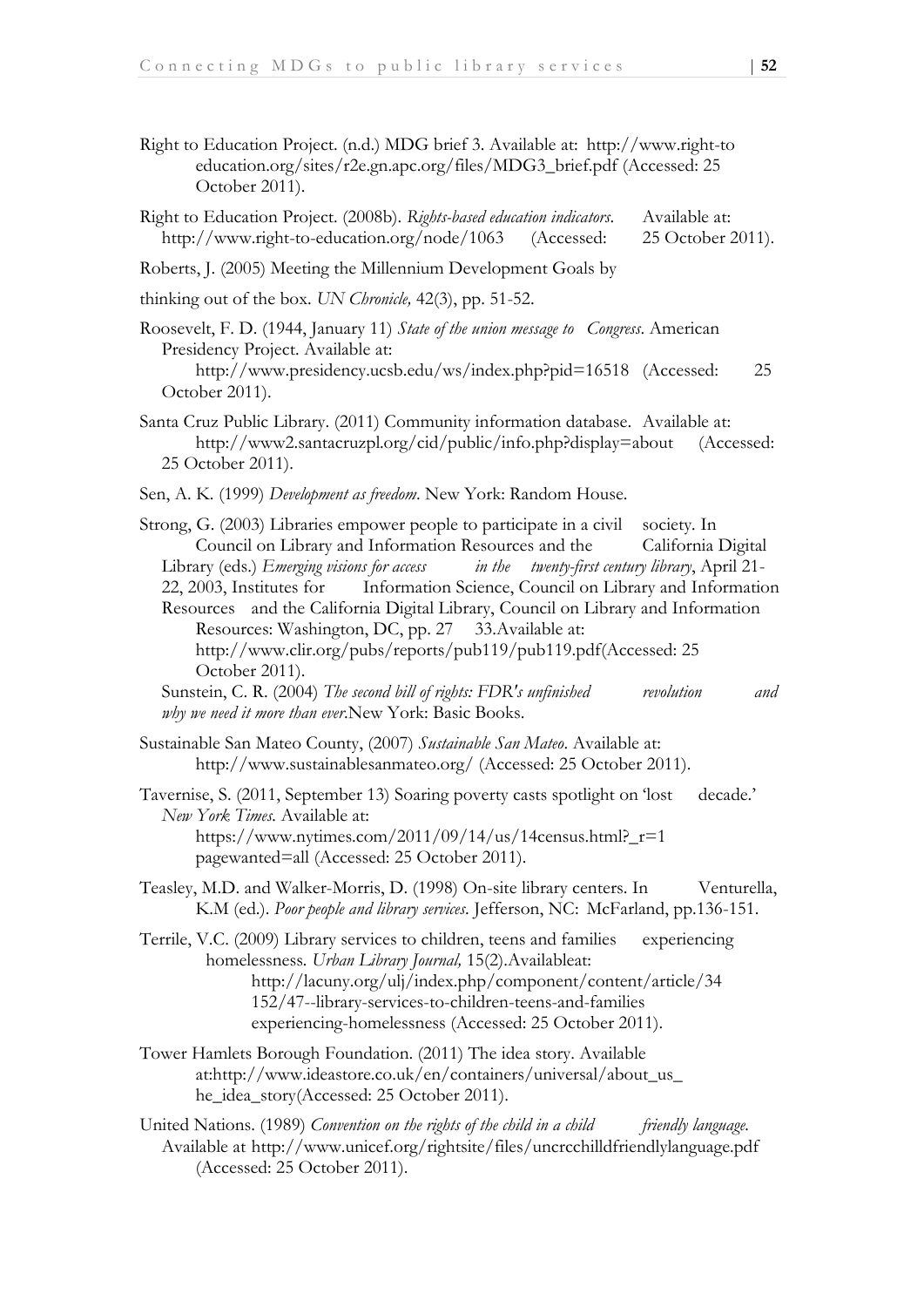Right to Education Project. (n.d.) MDG brief 3. Available at: http://www.right-to education.org/sites/r2e.gn.apc.org/files/MDG3_brief.pdf (Accessed: 25 October 2011).

Right to Education Project. (2008b). *Rights-based education indicators*. Available at: http://www.right-to-education.org/node/1063 (Accessed: 25 October 2011).

Roberts, J. (2005) Meeting the Millennium Development Goals by

thinking out of the box. *UN Chronicle,* 42(3), pp. 51-52.

Roosevelt, F. D. (1944, January 11) *State of the union message to Congress*. American Presidency Project. Available at: http://www.presidency.ucsb.edu/ws/index.php?pid=16518 (Accessed: 25 October 2011).

Santa Cruz Public Library. (2011) Community information database. Available at: http://www2.santacruzpl.org/cid/public/info.php?display=about (Accessed: 25 October 2011).

Sen, A. K. (1999) *Development as freedom*. New York: Random House.

Strong, G. (2003) Libraries empower people to participate in a civil society. In Council on Library and Information Resources and the California Digital Library (eds.) *Emerging visions for access in the twenty-first century library*, April 21-22, 2003, Institutes for Information Science, Council on Library and Information Resources and the California Digital Library, Council on Library and Information Resources: Washington, DC, pp. 27 33.Available at: http://www.clir.org/pubs/reports/pub119/pub119.pdf(Accessed: 25 October 2011).

Sunstein, C. R. (2004) *The second bill of rights: FDR's unfinished revolution and why we need it more than ever*.New York: Basic Books.

Sustainable San Mateo County, (2007) *Sustainable San Mateo*. Available at: http://www.sustainablesanmateo.org/ (Accessed: 25 October 2011).

Tavernise, S. (2011, September 13) Soaring poverty casts spotlight on 'lost decade.' *New York Times*. Available at: https://www.nytimes.com/2011/09/14/us/14census.html?_r=1 pagewanted=all (Accessed: 25 October 2011).

Teasley, M.D. and Walker-Morris, D. (1998) On-site library centers. In Venturella, K.M (ed.). *Poor people and library services*. Jefferson, NC: McFarland, pp.136-151.

Terrile, V.C. (2009) Library services to children, teens and families experiencing homelessness. *Urban Library Journal,* 15(2).Availableat: http://lacuny.org/ulj/index.php/component/content/article/34 152/47--library-services-to-children-teens-and-families experiencing-homelessness (Accessed: 25 October 2011).

Tower Hamlets Borough Foundation. (2011) The idea story. Available at:http://www.ideastore.co.uk/en/containers/universal/about_us_ he_idea_story(Accessed: 25 October 2011).

United Nations. (1989) *Convention on the rights of the child in a child friendly language.* Available at http://www.unicef.org/rightsite/files/uncrcchilldfriendlylanguage.pdf (Accessed: 25 October 2011).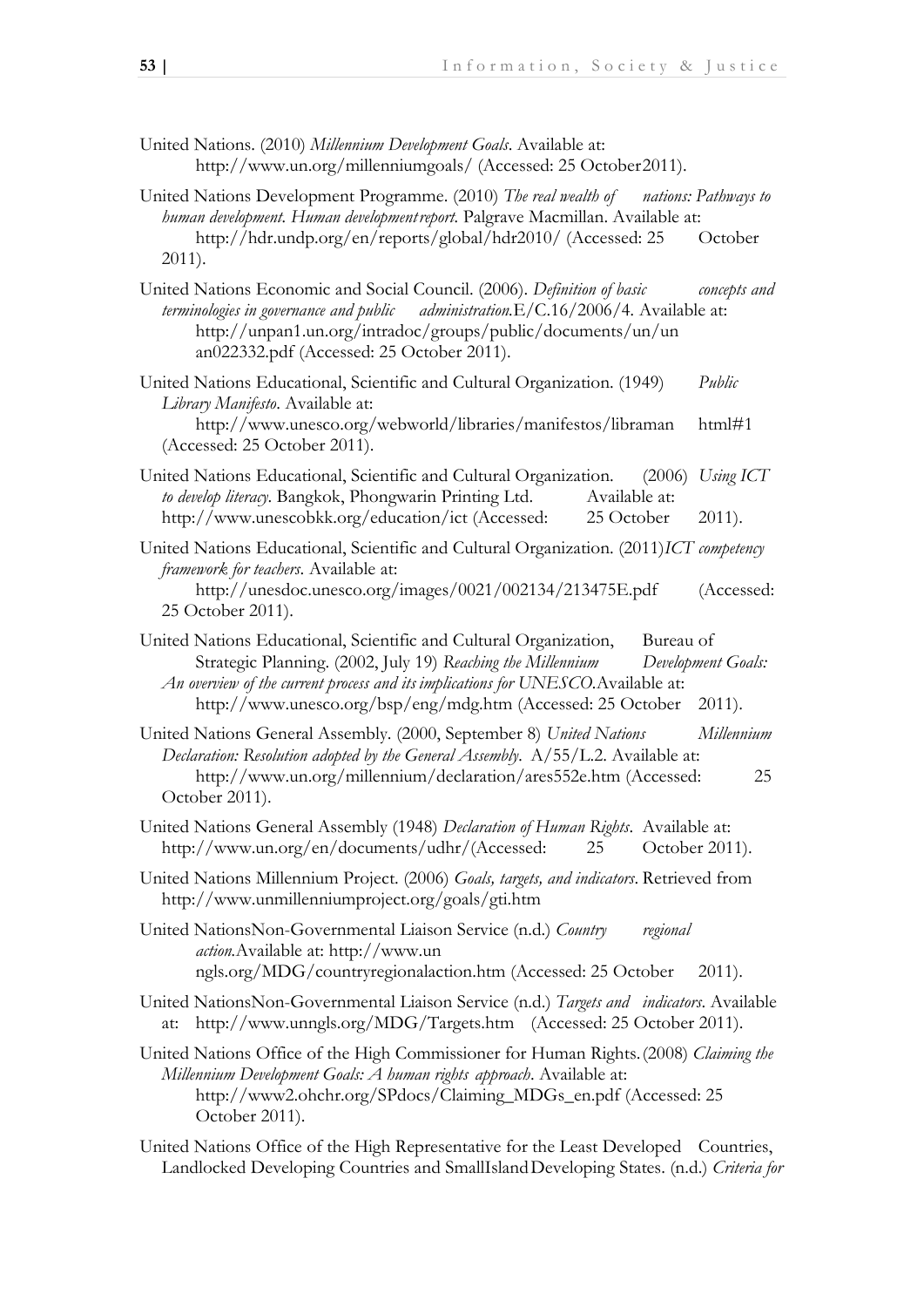United Nations. (2010) *Millennium Development Goals*. Available at: http://www.un.org/millenniumgoals/ (Accessed: 25 October 2011).

United Nations Development Programme. (2010) *The real wealth of nations: Pathways to human development. Human development report.* Palgrave Macmillan. Available at: http://hdr.undp.org/en/reports/global/hdr2010/ (Accessed: 25 October 2011).

United Nations Economic and Social Council. (2006). *Definition of basic concepts and terminologies in governance and public administration.* E/C.16/2006/4. Available at: http://unpan1.un.org/intradoc/groups/public/documents/un/unan022332.pdf (Accessed: 25 October 2011).

United Nations Educational, Scientific and Cultural Organization. (1949) *Public Library Manifesto*. Available at: http://www.unesco.org/webworld/libraries/manifestos/libraman html#1 (Accessed: 25 October 2011).

United Nations Educational, Scientific and Cultural Organization. (2006) *Using ICT to develop literacy*. Bangkok, Phongwarin Printing Ltd. Available at: http://www.unescobkk.org/education/ict (Accessed: 25 October 2011).

United Nations Educational, Scientific and Cultural Organization. (2011) *ICT competency framework for teachers*. Available at: http://unesdoc.unesco.org/images/0021/002134/213475E.pdf (Accessed: 25 October 2011).

United Nations Educational, Scientific and Cultural Organization, Bureau of Strategic Planning. (2002, July 19) *Reaching the Millennium Development Goals: An overview of the current process and its implications for UNESCO.* Available at: http://www.unesco.org/bsp/eng/mdg.htm (Accessed: 25 October 2011).

United Nations General Assembly. (2000, September 8) *United Nations Millennium Declaration: Resolution adopted by the General Assembly*. A/55/L.2. Available at: http://www.un.org/millennium/declaration/ares552e.htm (Accessed: 25 October 2011).

United Nations General Assembly (1948) *Declaration of Human Rights*. Available at: http://www.un.org/en/documents/udhr/(Accessed: 25 October 2011).

United Nations Millennium Project. (2006) *Goals, targets, and indicators*. Retrieved from http://www.unmillenniumproject.org/goals/gti.htm

United NationsNon-Governmental Liaison Service (n.d.) *Country regional action.* Available at: http://www.un ngls.org/MDG/countryregionalaction.htm (Accessed: 25 October 2011).

United NationsNon-Governmental Liaison Service (n.d.) *Targets and indicators*. Available at: http://www.unngls.org/MDG/Targets.htm (Accessed: 25 October 2011).

United Nations Office of the High Commissioner for Human Rights. (2008) *Claiming the Millennium Development Goals: A human rights approach*. Available at: http://www2.ohchr.org/SPdocs/Claiming_MDGs_en.pdf (Accessed: 25 October 2011).

United Nations Office of the High Representative for the Least Developed Countries, Landlocked Developing Countries and SmallIsland Developing States. (n.d.) *Criteria for*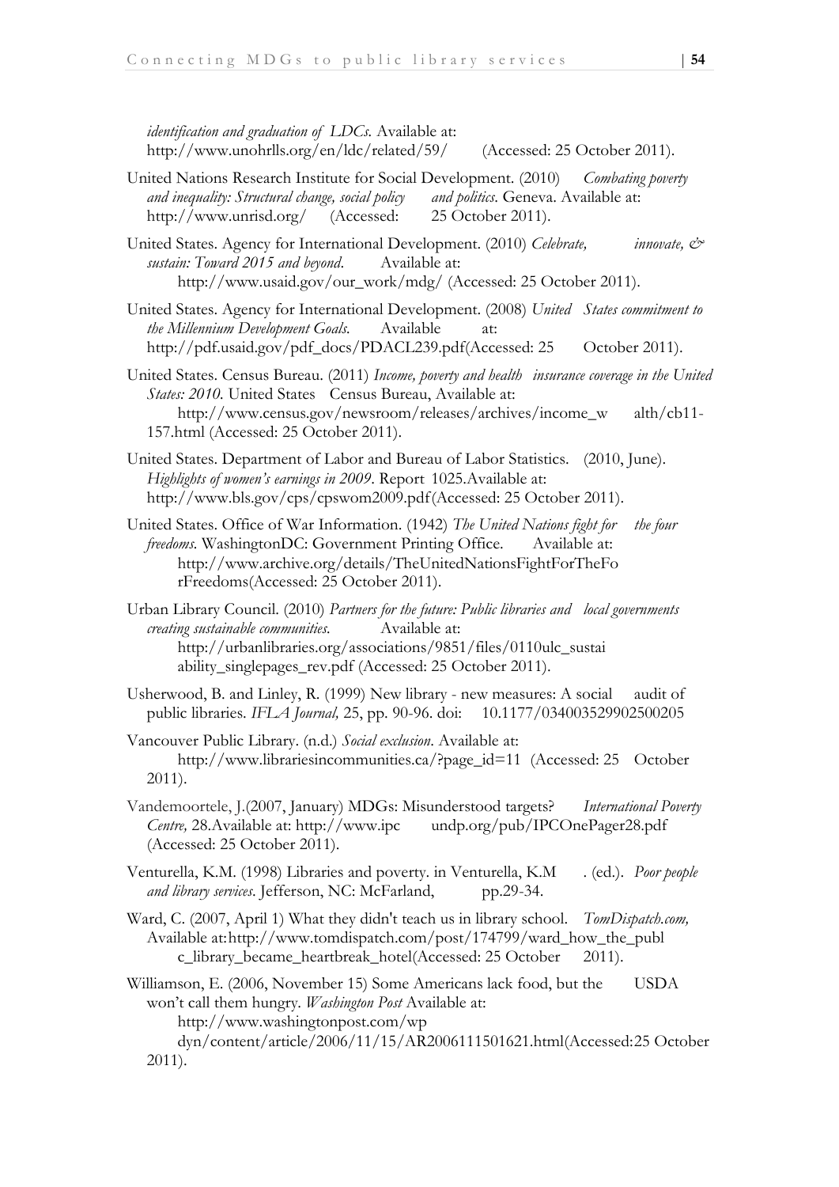*identification and graduation of LDCs.* Available at: http://www.unohrlls.org/en/ldc/related/59/ (Accessed: 25 October 2011).

United Nations Research Institute for Social Development. (2010) *Combating poverty and inequality: Structural change, social policy and politics*. Geneva. Available at: http://www.unrisd.org/ (Accessed: 25 October 2011).

United States. Agency for International Development. (2010) *Celebrate, innovate, & sustain: Toward 2015 and beyond*. Available at: http://www.usaid.gov/our_work/mdg/ (Accessed: 25 October 2011).

United States. Agency for International Development. (2008) *United States commitment to the Millennium Development Goals.* Available at: http://pdf.usaid.gov/pdf_docs/PDACL239.pdf(Accessed: 25 October 2011).

United States. Census Bureau. (2011) *Income, poverty and health insurance coverage in the United States: 2010.* United States Census Bureau, Available at: http://www.census.gov/newsroom/releases/archives/income_w alth/cb11-157.html (Accessed: 25 October 2011).

United States. Department of Labor and Bureau of Labor Statistics. (2010, June). *Highlights of women's earnings in 2009*. Report 1025.Available at: http://www.bls.gov/cps/cpswom2009.pdf(Accessed: 25 October 2011).

United States. Office of War Information. (1942) *The United Nations fight for the four freedoms.* WashingtonDC: Government Printing Office. Available at: http://www.archive.org/details/TheUnitedNationsFightForTheFo rFreedoms(Accessed: 25 October 2011).

Urban Library Council. (2010) *Partners for the future: Public libraries and local governments creating sustainable communities.* Available at: http://urbanlibraries.org/associations/9851/files/0110ulc_sustai ability_singlepages_rev.pdf (Accessed: 25 October 2011).

Usherwood, B. and Linley, R. (1999) New library - new measures: A social audit of public libraries. *IFLA Journal,* 25, pp. 90-96. doi: 10.1177/034003529902500205

Vancouver Public Library. (n.d.) *Social exclusion*. Available at: http://www.librariesincommunities.ca/?page_id=11 (Accessed: 25 October 2011).

Vandemoortele, J.(2007, January) MDGs: Misunderstood targets? *International Poverty Centre,* 28.Available at: http://www.ipc undp.org/pub/IPCOnePager28.pdf (Accessed: 25 October 2011).

Venturella, K.M. (1998) Libraries and poverty. in Venturella, K.M . (ed.). *Poor people and library services*. Jefferson, NC: McFarland, pp.29-34.

Ward, C. (2007, April 1) What they didn't teach us in library school. *TomDispatch.com,* Available at:http://www.tomdispatch.com/post/174799/ward_how_the_publ c_library_became_heartbreak_hotel(Accessed: 25 October 2011).

Williamson, E. (2006, November 15) Some Americans lack food, but the USDA won't call them hungry. *Washington Post* Available at: http://www.washingtonpost.com/wp dyn/content/article/2006/11/15/AR2006111501621.html(Accessed:25 October 2011).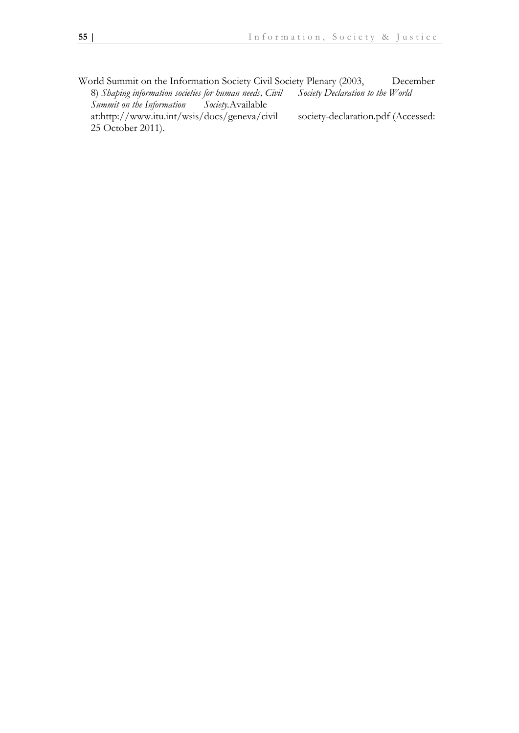World Summit on the Information Society Civil Society Plenary (2003, December 8) *Shaping information societies for human needs, Civil Society Declaration to the World Summit on the Information Society.*Available at:http://www.itu.int/wsis/docs/geneva/civil society-declaration.pdf (Accessed: 25 October 2011).